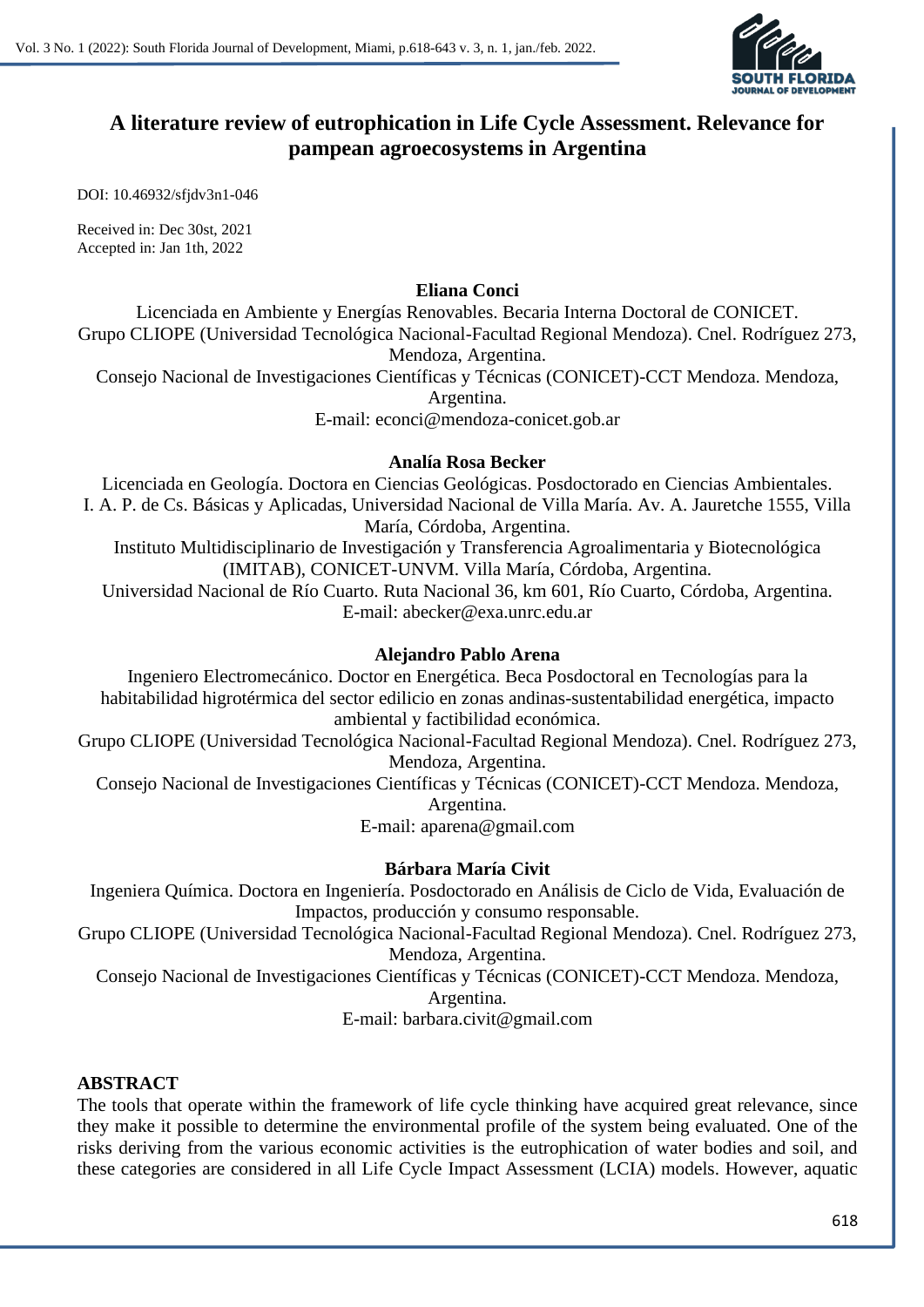# A literature review of eutrophication in Life Cycle Assessment. Relevance for pampean agroecosystems in Argentina

DOI: 10.46932/sfjdv3n1-046

Received in: Dec 30st, 2021
Accepted in: Jan 1th, 2022

**Eliana Conci**

Licenciada en Ambiente y Energías Renovables. Becaria Interna Doctoral de CONICET.
Grupo CLIOPE (Universidad Tecnológica Nacional-Facultad Regional Mendoza). Cnel. Rodríguez 273, Mendoza, Argentina.
Consejo Nacional de Investigaciones Científicas y Técnicas (CONICET)-CCT Mendoza. Mendoza, Argentina.
E-mail: econci@mendoza-conicet.gob.ar

**Analía Rosa Becker**

Licenciada en Geología. Doctora en Ciencias Geológicas. Posdoctorado en Ciencias Ambientales.
I. A. P. de Cs. Básicas y Aplicadas, Universidad Nacional de Villa María. Av. A. Jauretche 1555, Villa María, Córdoba, Argentina.
Instituto Multidisciplinario de Investigación y Transferencia Agroalimentaria y Biotecnológica (IMITAB), CONICET-UNVM. Villa María, Córdoba, Argentina.
Universidad Nacional de Río Cuarto. Ruta Nacional 36, km 601, Río Cuarto, Córdoba, Argentina.
E-mail: abecker@exa.unrc.edu.ar

**Alejandro Pablo Arena**

Ingeniero Electromecánico. Doctor en Energética. Beca Posdoctoral en Tecnologías para la habitabilidad higrotérmica del sector edilicio en zonas andinas-sustentabilidad energética, impacto ambiental y factibilidad económica.
Grupo CLIOPE (Universidad Tecnológica Nacional-Facultad Regional Mendoza). Cnel. Rodríguez 273, Mendoza, Argentina.
Consejo Nacional de Investigaciones Científicas y Técnicas (CONICET)-CCT Mendoza. Mendoza, Argentina.
E-mail: aparena@gmail.com

**Bárbara María Civit**

Ingeniera Química. Doctora en Ingeniería. Posdoctorado en Análisis de Ciclo de Vida, Evaluación de Impactos, producción y consumo responsable.
Grupo CLIOPE (Universidad Tecnológica Nacional-Facultad Regional Mendoza). Cnel. Rodríguez 273, Mendoza, Argentina.
Consejo Nacional de Investigaciones Científicas y Técnicas (CONICET)-CCT Mendoza. Mendoza, Argentina.
E-mail: barbara.civit@gmail.com

## ABSTRACT

The tools that operate within the framework of life cycle thinking have acquired great relevance, since they make it possible to determine the environmental profile of the system being evaluated. One of the risks deriving from the various economic activities is the eutrophication of water bodies and soil, and these categories are considered in all Life Cycle Impact Assessment (LCIA) models. However, aquatic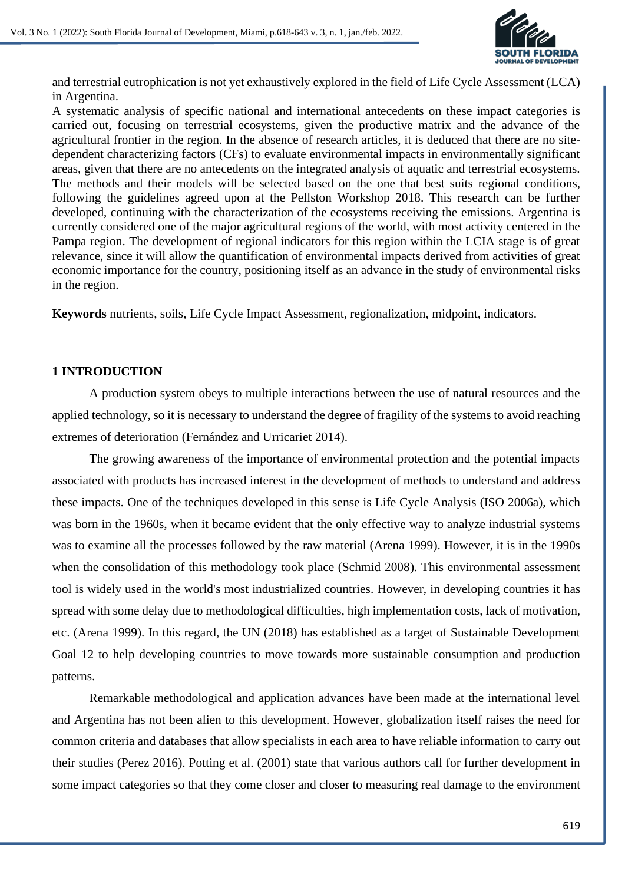and terrestrial eutrophication is not yet exhaustively explored in the field of Life Cycle Assessment (LCA) in Argentina.

A systematic analysis of specific national and international antecedents on these impact categories is carried out, focusing on terrestrial ecosystems, given the productive matrix and the advance of the agricultural frontier in the region. In the absence of research articles, it is deduced that there are no site-dependent characterizing factors (CFs) to evaluate environmental impacts in environmentally significant areas, given that there are no antecedents on the integrated analysis of aquatic and terrestrial ecosystems. The methods and their models will be selected based on the one that best suits regional conditions, following the guidelines agreed upon at the Pellston Workshop 2018. This research can be further developed, continuing with the characterization of the ecosystems receiving the emissions. Argentina is currently considered one of the major agricultural regions of the world, with most activity centered in the Pampa region. The development of regional indicators for this region within the LCIA stage is of great relevance, since it will allow the quantification of environmental impacts derived from activities of great economic importance for the country, positioning itself as an advance in the study of environmental risks in the region.

**Keywords** nutrients, soils, Life Cycle Impact Assessment, regionalization, midpoint, indicators.

## 1 INTRODUCTION

A production system obeys to multiple interactions between the use of natural resources and the applied technology, so it is necessary to understand the degree of fragility of the systems to avoid reaching extremes of deterioration (Fernández and Urricariet 2014).

The growing awareness of the importance of environmental protection and the potential impacts associated with products has increased interest in the development of methods to understand and address these impacts. One of the techniques developed in this sense is Life Cycle Analysis (ISO 2006a), which was born in the 1960s, when it became evident that the only effective way to analyze industrial systems was to examine all the processes followed by the raw material (Arena 1999). However, it is in the 1990s when the consolidation of this methodology took place (Schmid 2008). This environmental assessment tool is widely used in the world's most industrialized countries. However, in developing countries it has spread with some delay due to methodological difficulties, high implementation costs, lack of motivation, etc. (Arena 1999). In this regard, the UN (2018) has established as a target of Sustainable Development Goal 12 to help developing countries to move towards more sustainable consumption and production patterns.

Remarkable methodological and application advances have been made at the international level and Argentina has not been alien to this development. However, globalization itself raises the need for common criteria and databases that allow specialists in each area to have reliable information to carry out their studies (Perez 2016). Potting et al. (2001) state that various authors call for further development in some impact categories so that they come closer and closer to measuring real damage to the environment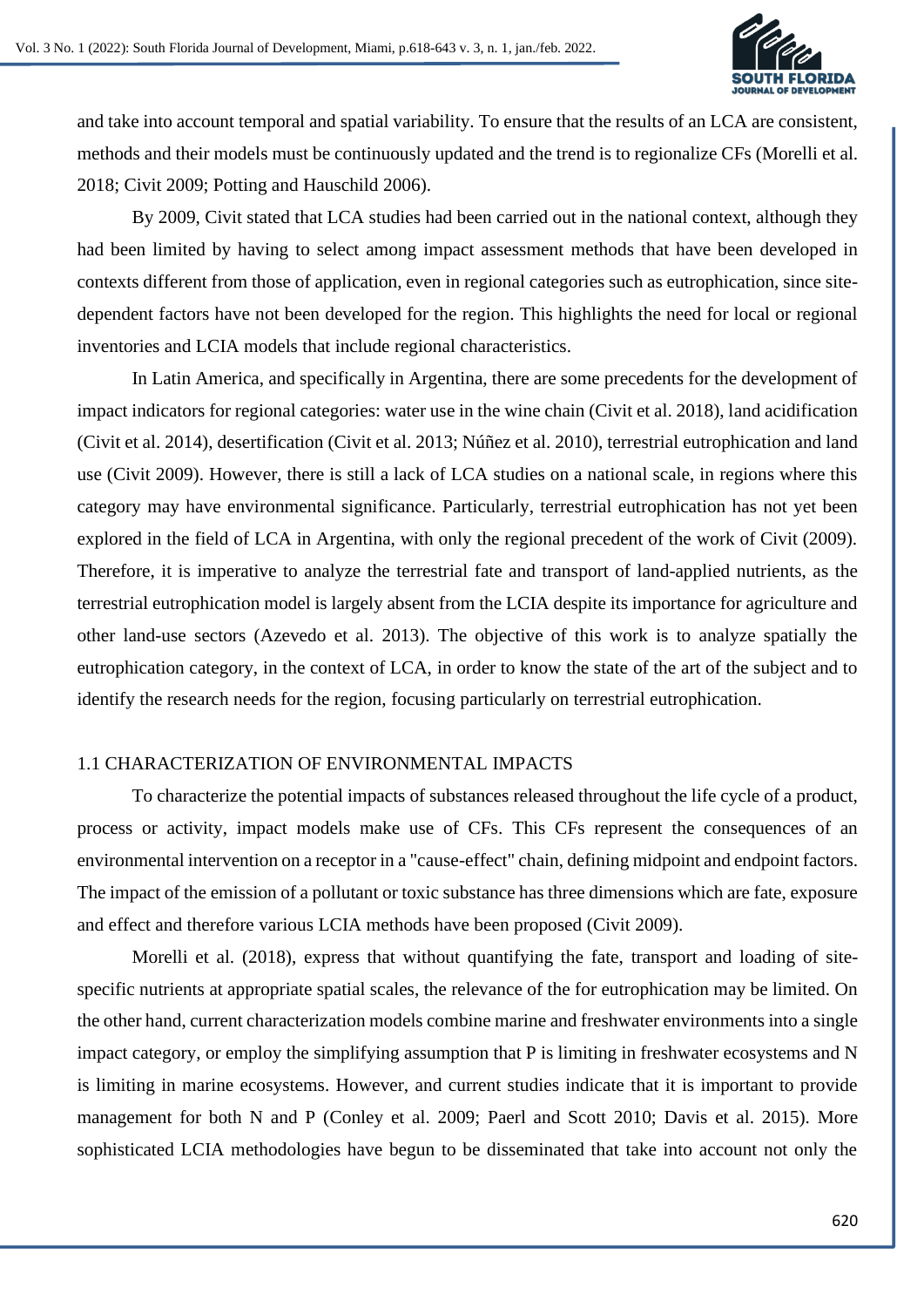and take into account temporal and spatial variability. To ensure that the results of an LCA are consistent, methods and their models must be continuously updated and the trend is to regionalize CFs (Morelli et al. 2018; Civit 2009; Potting and Hauschild 2006).

By 2009, Civit stated that LCA studies had been carried out in the national context, although they had been limited by having to select among impact assessment methods that have been developed in contexts different from those of application, even in regional categories such as eutrophication, since site-dependent factors have not been developed for the region. This highlights the need for local or regional inventories and LCIA models that include regional characteristics.

In Latin America, and specifically in Argentina, there are some precedents for the development of impact indicators for regional categories: water use in the wine chain (Civit et al. 2018), land acidification (Civit et al. 2014), desertification (Civit et al. 2013; Núñez et al. 2010), terrestrial eutrophication and land use (Civit 2009). However, there is still a lack of LCA studies on a national scale, in regions where this category may have environmental significance. Particularly, terrestrial eutrophication has not yet been explored in the field of LCA in Argentina, with only the regional precedent of the work of Civit (2009). Therefore, it is imperative to analyze the terrestrial fate and transport of land-applied nutrients, as the terrestrial eutrophication model is largely absent from the LCIA despite its importance for agriculture and other land-use sectors (Azevedo et al. 2013). The objective of this work is to analyze spatially the eutrophication category, in the context of LCA, in order to know the state of the art of the subject and to identify the research needs for the region, focusing particularly on terrestrial eutrophication.

## 1.1 CHARACTERIZATION OF ENVIRONMENTAL IMPACTS

To characterize the potential impacts of substances released throughout the life cycle of a product, process or activity, impact models make use of CFs. This CFs represent the consequences of an environmental intervention on a receptor in a "cause-effect" chain, defining midpoint and endpoint factors. The impact of the emission of a pollutant or toxic substance has three dimensions which are fate, exposure and effect and therefore various LCIA methods have been proposed (Civit 2009).

Morelli et al. (2018), express that without quantifying the fate, transport and loading of site-specific nutrients at appropriate spatial scales, the relevance of the for eutrophication may be limited. On the other hand, current characterization models combine marine and freshwater environments into a single impact category, or employ the simplifying assumption that P is limiting in freshwater ecosystems and N is limiting in marine ecosystems. However, and current studies indicate that it is important to provide management for both N and P (Conley et al. 2009; Paerl and Scott 2010; Davis et al. 2015). More sophisticated LCIA methodologies have begun to be disseminated that take into account not only the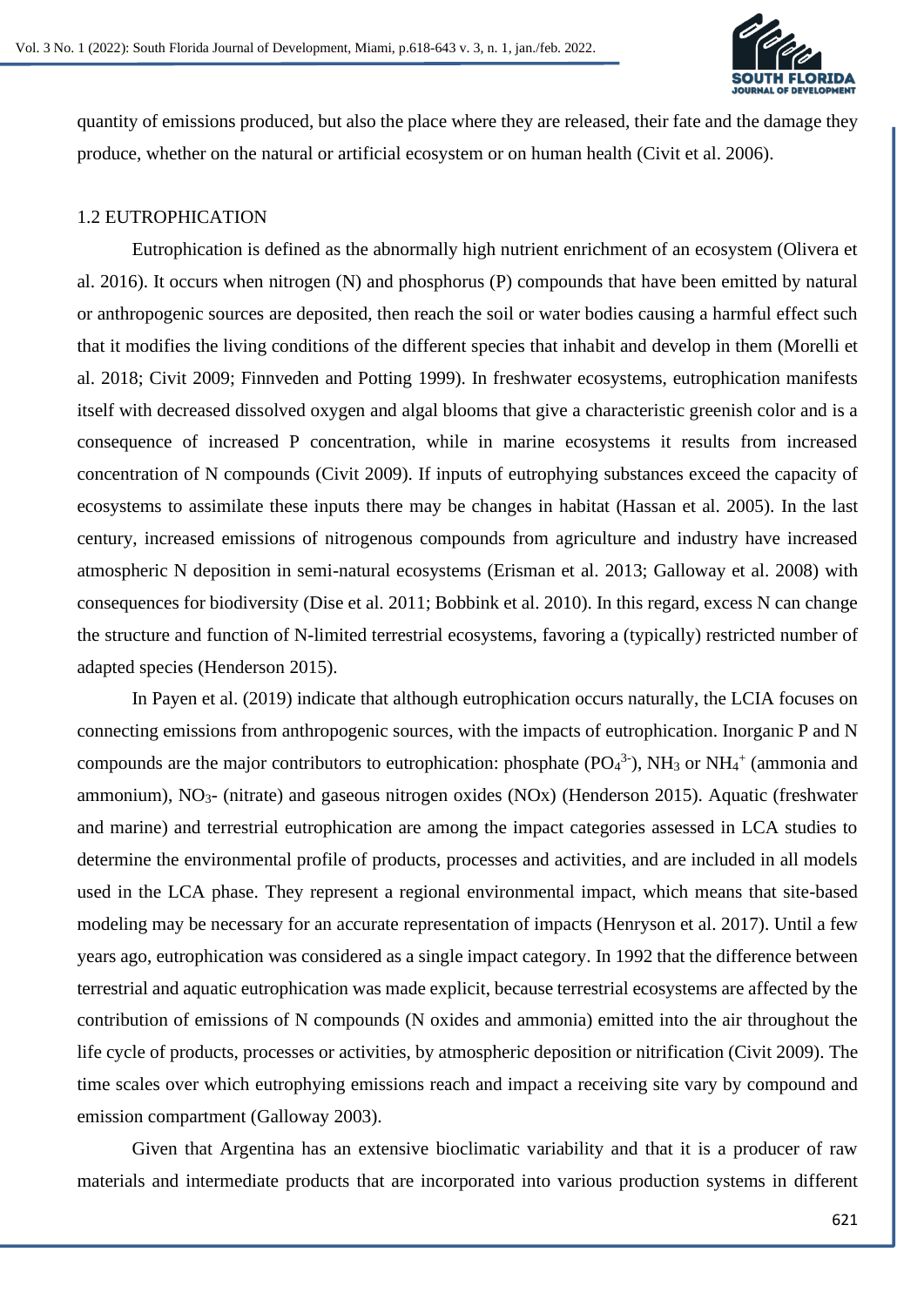quantity of emissions produced, but also the place where they are released, their fate and the damage they produce, whether on the natural or artificial ecosystem or on human health (Civit et al. 2006).

## 1.2 EUTROPHICATION

Eutrophication is defined as the abnormally high nutrient enrichment of an ecosystem (Olivera et al. 2016). It occurs when nitrogen (N) and phosphorus (P) compounds that have been emitted by natural or anthropogenic sources are deposited, then reach the soil or water bodies causing a harmful effect such that it modifies the living conditions of the different species that inhabit and develop in them (Morelli et al. 2018; Civit 2009; Finnveden and Potting 1999). In freshwater ecosystems, eutrophication manifests itself with decreased dissolved oxygen and algal blooms that give a characteristic greenish color and is a consequence of increased P concentration, while in marine ecosystems it results from increased concentration of N compounds (Civit 2009). If inputs of eutrophying substances exceed the capacity of ecosystems to assimilate these inputs there may be changes in habitat (Hassan et al. 2005). In the last century, increased emissions of nitrogenous compounds from agriculture and industry have increased atmospheric N deposition in semi-natural ecosystems (Erisman et al. 2013; Galloway et al. 2008) with consequences for biodiversity (Dise et al. 2011; Bobbink et al. 2010). In this regard, excess N can change the structure and function of N-limited terrestrial ecosystems, favoring a (typically) restricted number of adapted species (Henderson 2015).

In Payen et al. (2019) indicate that although eutrophication occurs naturally, the LCIA focuses on connecting emissions from anthropogenic sources, with the impacts of eutrophication. Inorganic P and N compounds are the major contributors to eutrophication: phosphate ($PO_4^{3-}$), $NH_3$ or $NH_4^+$ (ammonia and ammonium), $NO_3$- (nitrate) and gaseous nitrogen oxides (NOx) (Henderson 2015). Aquatic (freshwater and marine) and terrestrial eutrophication are among the impact categories assessed in LCA studies to determine the environmental profile of products, processes and activities, and are included in all models used in the LCA phase. They represent a regional environmental impact, which means that site-based modeling may be necessary for an accurate representation of impacts (Henryson et al. 2017). Until a few years ago, eutrophication was considered as a single impact category. In 1992 that the difference between terrestrial and aquatic eutrophication was made explicit, because terrestrial ecosystems are affected by the contribution of emissions of N compounds (N oxides and ammonia) emitted into the air throughout the life cycle of products, processes or activities, by atmospheric deposition or nitrification (Civit 2009). The time scales over which eutrophying emissions reach and impact a receiving site vary by compound and emission compartment (Galloway 2003).

Given that Argentina has an extensive bioclimatic variability and that it is a producer of raw materials and intermediate products that are incorporated into various production systems in different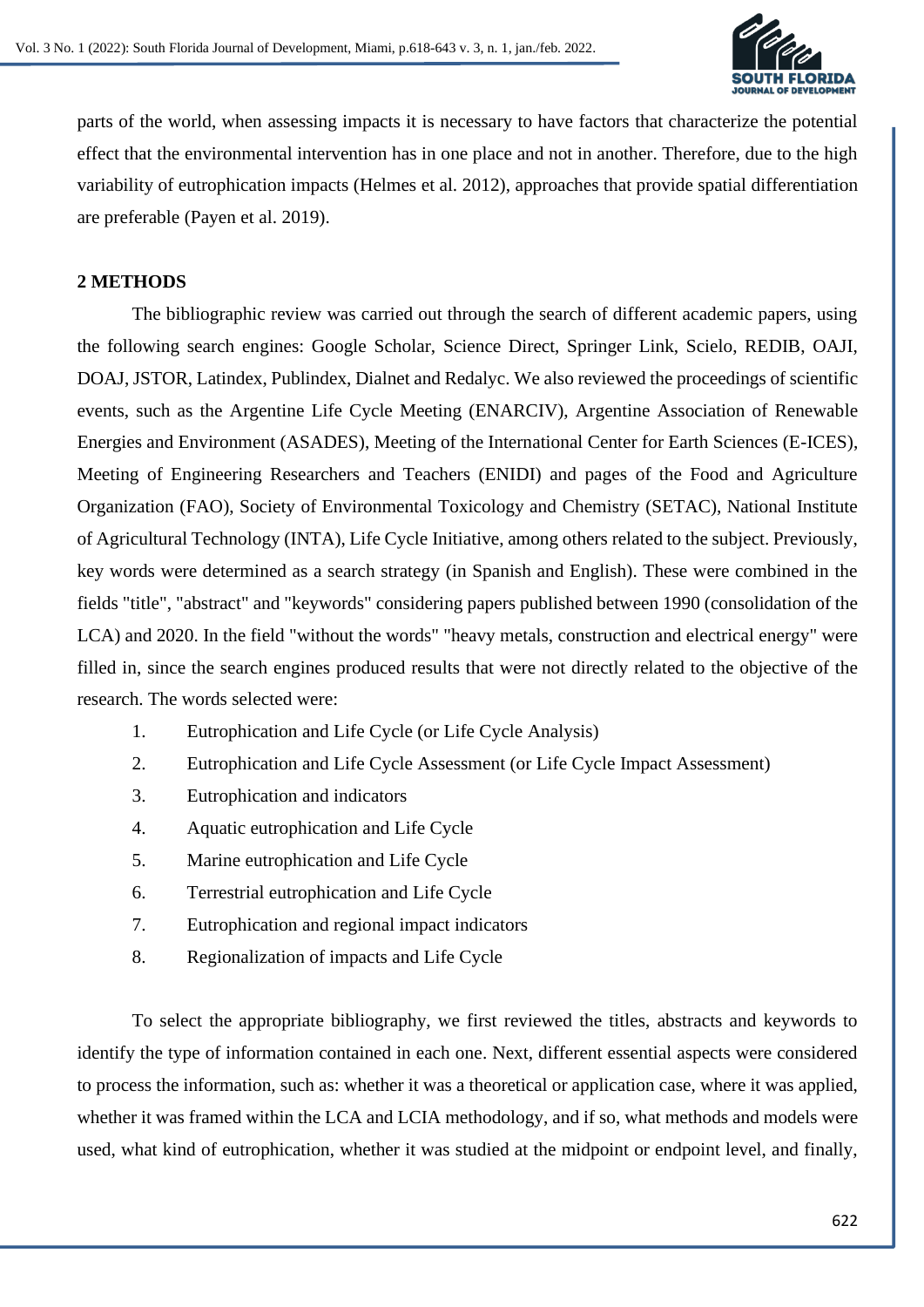parts of the world, when assessing impacts it is necessary to have factors that characterize the potential effect that the environmental intervention has in one place and not in another. Therefore, due to the high variability of eutrophication impacts (Helmes et al. 2012), approaches that provide spatial differentiation are preferable (Payen et al. 2019).

## 2 METHODS

The bibliographic review was carried out through the search of different academic papers, using the following search engines: Google Scholar, Science Direct, Springer Link, Scielo, REDIB, OAJI, DOAJ, JSTOR, Latindex, Publindex, Dialnet and Redalyc. We also reviewed the proceedings of scientific events, such as the Argentine Life Cycle Meeting (ENARCIV), Argentine Association of Renewable Energies and Environment (ASADES), Meeting of the International Center for Earth Sciences (E-ICES), Meeting of Engineering Researchers and Teachers (ENIDI) and pages of the Food and Agriculture Organization (FAO), Society of Environmental Toxicology and Chemistry (SETAC), National Institute of Agricultural Technology (INTA), Life Cycle Initiative, among others related to the subject. Previously, key words were determined as a search strategy (in Spanish and English). These were combined in the fields "title", "abstract" and "keywords" considering papers published between 1990 (consolidation of the LCA) and 2020. In the field "without the words" "heavy metals, construction and electrical energy" were filled in, since the search engines produced results that were not directly related to the objective of the research. The words selected were:

1. Eutrophication and Life Cycle (or Life Cycle Analysis)
2. Eutrophication and Life Cycle Assessment (or Life Cycle Impact Assessment)
3. Eutrophication and indicators
4. Aquatic eutrophication and Life Cycle
5. Marine eutrophication and Life Cycle
6. Terrestrial eutrophication and Life Cycle
7. Eutrophication and regional impact indicators
8. Regionalization of impacts and Life Cycle

To select the appropriate bibliography, we first reviewed the titles, abstracts and keywords to identify the type of information contained in each one. Next, different essential aspects were considered to process the information, such as: whether it was a theoretical or application case, where it was applied, whether it was framed within the LCA and LCIA methodology, and if so, what methods and models were used, what kind of eutrophication, whether it was studied at the midpoint or endpoint level, and finally,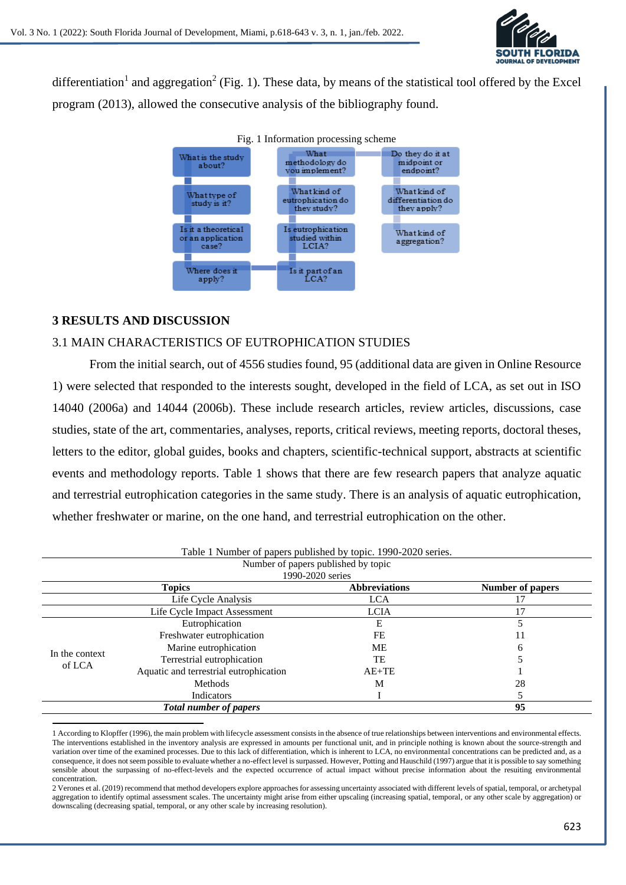differentiation[1] and aggregation[2] (Fig. 1). These data, by means of the statistical tool offered by the Excel program (2013), allowed the consecutive analysis of the bibliography found.

Fig. 1 Information processing scheme

What is the study about? → What type of study is it? → Is it a theoretical or an application case? → Where does it apply? → Is it part of an LCA? → Is eutrophication studied within LCIA? → What kind of eutrophication do they study? → What methodology do you implement? → Do they do it at midpoint or endpoint? → What kind of differentiation do they apply? → What kind of aggregation?

## 3 RESULTS AND DISCUSSION

### 3.1 MAIN CHARACTERISTICS OF EUTROPHICATION STUDIES

From the initial search, out of 4556 studies found, 95 (additional data are given in Online Resource 1) were selected that responded to the interests sought, developed in the field of LCA, as set out in ISO 14040 (2006a) and 14044 (2006b). These include research articles, review articles, discussions, case studies, state of the art, commentaries, analyses, reports, critical reviews, meeting reports, doctoral theses, letters to the editor, global guides, books and chapters, scientific-technical support, abstracts at scientific events and methodology reports. Table 1 shows that there are few research papers that analyze aquatic and terrestrial eutrophication categories in the same study. There is an analysis of aquatic eutrophication, whether freshwater or marine, on the one hand, and terrestrial eutrophication on the other.

Table 1 Number of papers published by topic. 1990-2020 series.

Number of papers published by topic 1990-2020 series

| | Topics | Abbreviations | Number of papers |
|---|---|---|---|
| | Life Cycle Analysis | LCA | 17 |
| | Life Cycle Impact Assessment | LCIA | 17 |
| In the context of LCA | Eutrophication | E | 5 |
| | Freshwater eutrophication | FE | 11 |
| | Marine eutrophication | ME | 6 |
| | Terrestrial eutrophication | TE | 5 |
| | Aquatic and terrestrial eutrophication | AE+TE | 1 |
| | Methods | M | 28 |
| | Indicators | I | 5 |
| | ***Total number of papers*** | | **95** |

---

1 According to Klopffer (1996), the main problem with lifecycle assessment consists in the absence of true relationships between interventions and environmental effects. The interventions established in the inventory analysis are expressed in amounts per functional unit, and in principle nothing is known about the source-strength and variation over time of the examined processes. Due to this lack of differentiation, which is inherent to LCA, no environmental concentrations can be predicted and, as a consequence, it does not seem possible to evaluate whether a no-effect level is surpassed. However, Potting and Hauschild (1997) argue that it is possible to say something sensible about the surpassing of no-effect-levels and the expected occurrence of actual impact without precise information about the resulting environmental concentration.

2 Verones et al. (2019) recommend that method developers explore approaches for assessing uncertainty associated with different levels of spatial, temporal, or archetypal aggregation to identify optimal assessment scales. The uncertainty might arise from either upscaling (increasing spatial, temporal, or any other scale by aggregation) or downscaling (decreasing spatial, temporal, or any other scale by increasing resolution).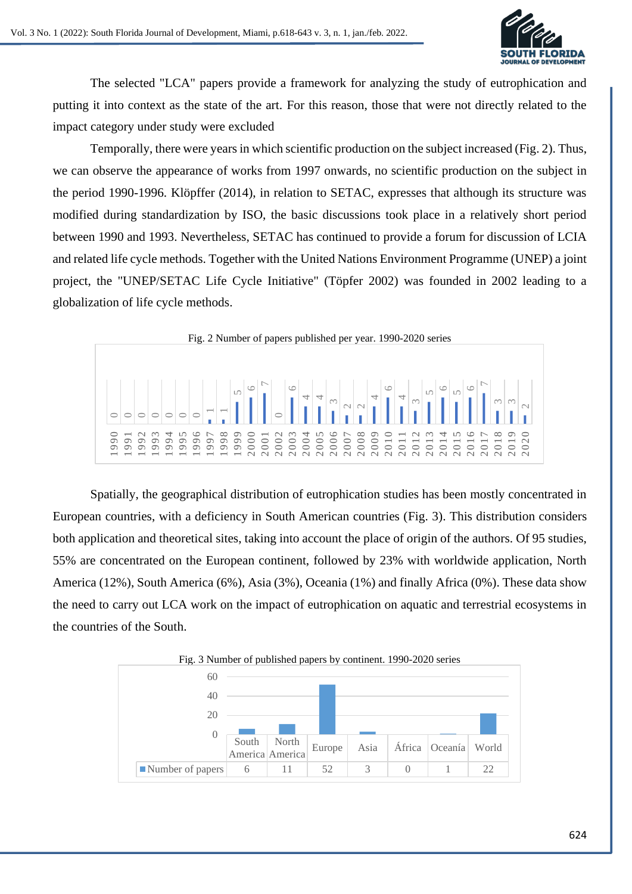The selected "LCA" papers provide a framework for analyzing the study of eutrophication and putting it into context as the state of the art. For this reason, those that were not directly related to the impact category under study were excluded

Temporally, there were years in which scientific production on the subject increased (Fig. 2). Thus, we can observe the appearance of works from 1997 onwards, no scientific production on the subject in the period 1990-1996. Klöpffer (2014), in relation to SETAC, expresses that although its structure was modified during standardization by ISO, the basic discussions took place in a relatively short period between 1990 and 1993. Nevertheless, SETAC has continued to provide a forum for discussion of LCIA and related life cycle methods. Together with the United Nations Environment Programme (UNEP) a joint project, the "UNEP/SETAC Life Cycle Initiative" (Töpfer 2002) was founded in 2002 leading to a globalization of life cycle methods.

Fig. 2 Number of papers published per year. 1990-2020 series

| Year | 1990 | 1991 | 1992 | 1993 | 1994 | 1995 | 1996 | 1997 | 1998 | 1999 | 2000 | 2001 | 2002 | 2003 | 2004 | 2005 | 2006 | 2007 | 2008 | 2009 | 2010 | 2011 | 2012 | 2013 | 2014 | 2015 | 2016 | 2017 | 2018 | 2019 | 2020 |
|---|---|---|---|---|---|---|---|---|---|---|---|---|---|---|---|---|---|---|---|---|---|---|---|---|---|---|---|---|---|---|---|
| Papers | 0 | 0 | 0 | 0 | 0 | 0 | 0 | 1 | 1 | 5 | 6 | 7 | 0 | 6 | 4 | 4 | 3 | 2 | 2 | 4 | 6 | 4 | 3 | 5 | 6 | 5 | 6 | 7 | 3 | 3 | 2 |

Spatially, the geographical distribution of eutrophication studies has been mostly concentrated in European countries, with a deficiency in South American countries (Fig. 3). This distribution considers both application and theoretical sites, taking into account the place of origin of the authors. Of 95 studies, 55% are concentrated on the European continent, followed by 23% with worldwide application, North America (12%), South America (6%), Asia (3%), Oceania (1%) and finally Africa (0%). These data show the need to carry out LCA work on the impact of eutrophication on aquatic and terrestrial ecosystems in the countries of the South.

Fig. 3 Number of published papers by continent. 1990-2020 series

| | South America | North America | Europe | Asia | África | Oceanía | World |
|---|---|---|---|---|---|---|---|
| Number of papers | 6 | 11 | 52 | 3 | 0 | 1 | 22 |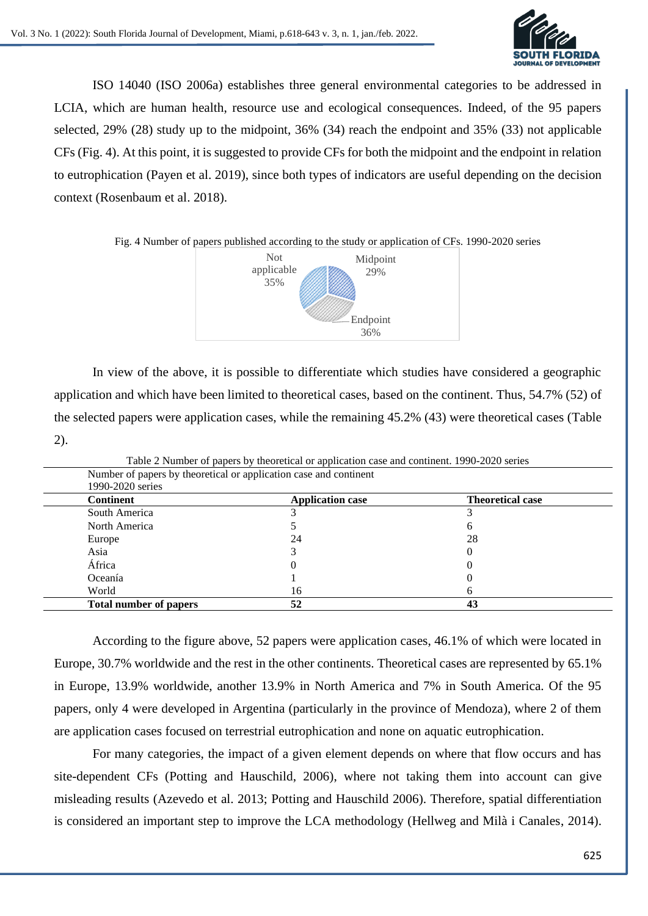ISO 14040 (ISO 2006a) establishes three general environmental categories to be addressed in LCIA, which are human health, resource use and ecological consequences. Indeed, of the 95 papers selected, 29% (28) study up to the midpoint, 36% (34) reach the endpoint and 35% (33) not applicable CFs (Fig. 4). At this point, it is suggested to provide CFs for both the midpoint and the endpoint in relation to eutrophication (Payen et al. 2019), since both types of indicators are useful depending on the decision context (Rosenbaum et al. 2018).

Fig. 4 Number of papers published according to the study or application of CFs. 1990-2020 series

Not applicable 35%
Midpoint 29%
Endpoint 36%

In view of the above, it is possible to differentiate which studies have considered a geographic application and which have been limited to theoretical cases, based on the continent. Thus, 54.7% (52) of the selected papers were application cases, while the remaining 45.2% (43) were theoretical cases (Table 2).

Table 2 Number of papers by theoretical or application case and continent. 1990-2020 series

| Number of papers by theoretical or application case and continent 1990-2020 series | | |
|---|---|---|
| **Continent** | **Application case** | **Theoretical case** |
| South America | 3 | 3 |
| North America | 5 | 6 |
| Europe | 24 | 28 |
| Asia | 3 | 0 |
| África | 0 | 0 |
| Oceanía | 1 | 0 |
| World | 16 | 6 |
| **Total number of papers** | **52** | **43** |

According to the figure above, 52 papers were application cases, 46.1% of which were located in Europe, 30.7% worldwide and the rest in the other continents. Theoretical cases are represented by 65.1% in Europe, 13.9% worldwide, another 13.9% in North America and 7% in South America. Of the 95 papers, only 4 were developed in Argentina (particularly in the province of Mendoza), where 2 of them are application cases focused on terrestrial eutrophication and none on aquatic eutrophication.

For many categories, the impact of a given element depends on where that flow occurs and has site-dependent CFs (Potting and Hauschild, 2006), where not taking them into account can give misleading results (Azevedo et al. 2013; Potting and Hauschild 2006). Therefore, spatial differentiation is considered an important step to improve the LCA methodology (Hellweg and Milà i Canales, 2014).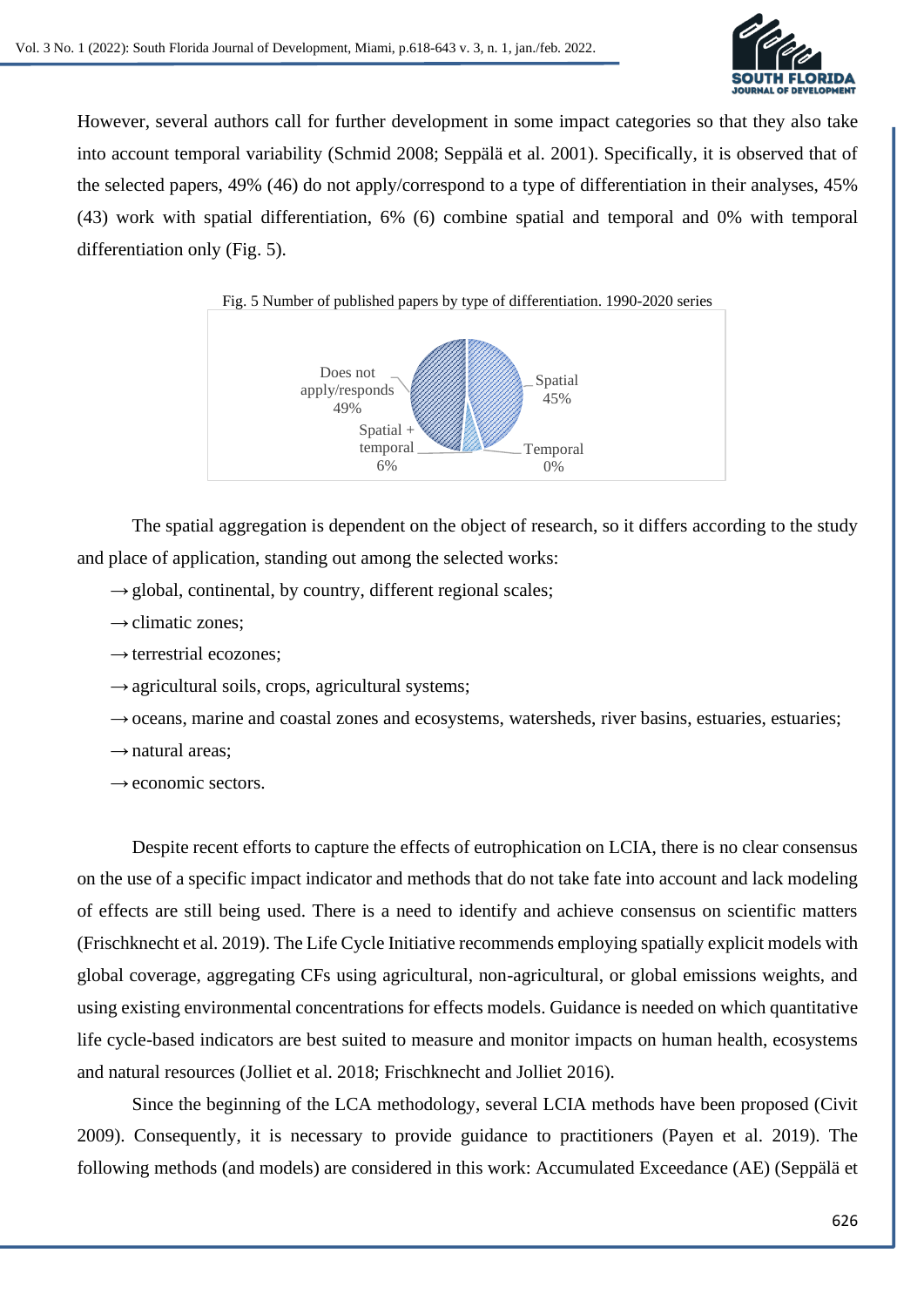However, several authors call for further development in some impact categories so that they also take into account temporal variability (Schmid 2008; Seppälä et al. 2001). Specifically, it is observed that of the selected papers, 49% (46) do not apply/correspond to a type of differentiation in their analyses, 45% (43) work with spatial differentiation, 6% (6) combine spatial and temporal and 0% with temporal differentiation only (Fig. 5).

Fig. 5 Number of published papers by type of differentiation. 1990-2020 series

The spatial aggregation is dependent on the object of research, so it differs according to the study and place of application, standing out among the selected works:

→ global, continental, by country, different regional scales;

→ climatic zones;

→ terrestrial ecozones;

→ agricultural soils, crops, agricultural systems;

→ oceans, marine and coastal zones and ecosystems, watersheds, river basins, estuaries, estuaries;

→ natural areas;

→ economic sectors.

Despite recent efforts to capture the effects of eutrophication on LCIA, there is no clear consensus on the use of a specific impact indicator and methods that do not take fate into account and lack modeling of effects are still being used. There is a need to identify and achieve consensus on scientific matters (Frischknecht et al. 2019). The Life Cycle Initiative recommends employing spatially explicit models with global coverage, aggregating CFs using agricultural, non-agricultural, or global emissions weights, and using existing environmental concentrations for effects models. Guidance is needed on which quantitative life cycle-based indicators are best suited to measure and monitor impacts on human health, ecosystems and natural resources (Jolliet et al. 2018; Frischknecht and Jolliet 2016).

Since the beginning of the LCA methodology, several LCIA methods have been proposed (Civit 2009). Consequently, it is necessary to provide guidance to practitioners (Payen et al. 2019). The following methods (and models) are considered in this work: Accumulated Exceedance (AE) (Seppälä et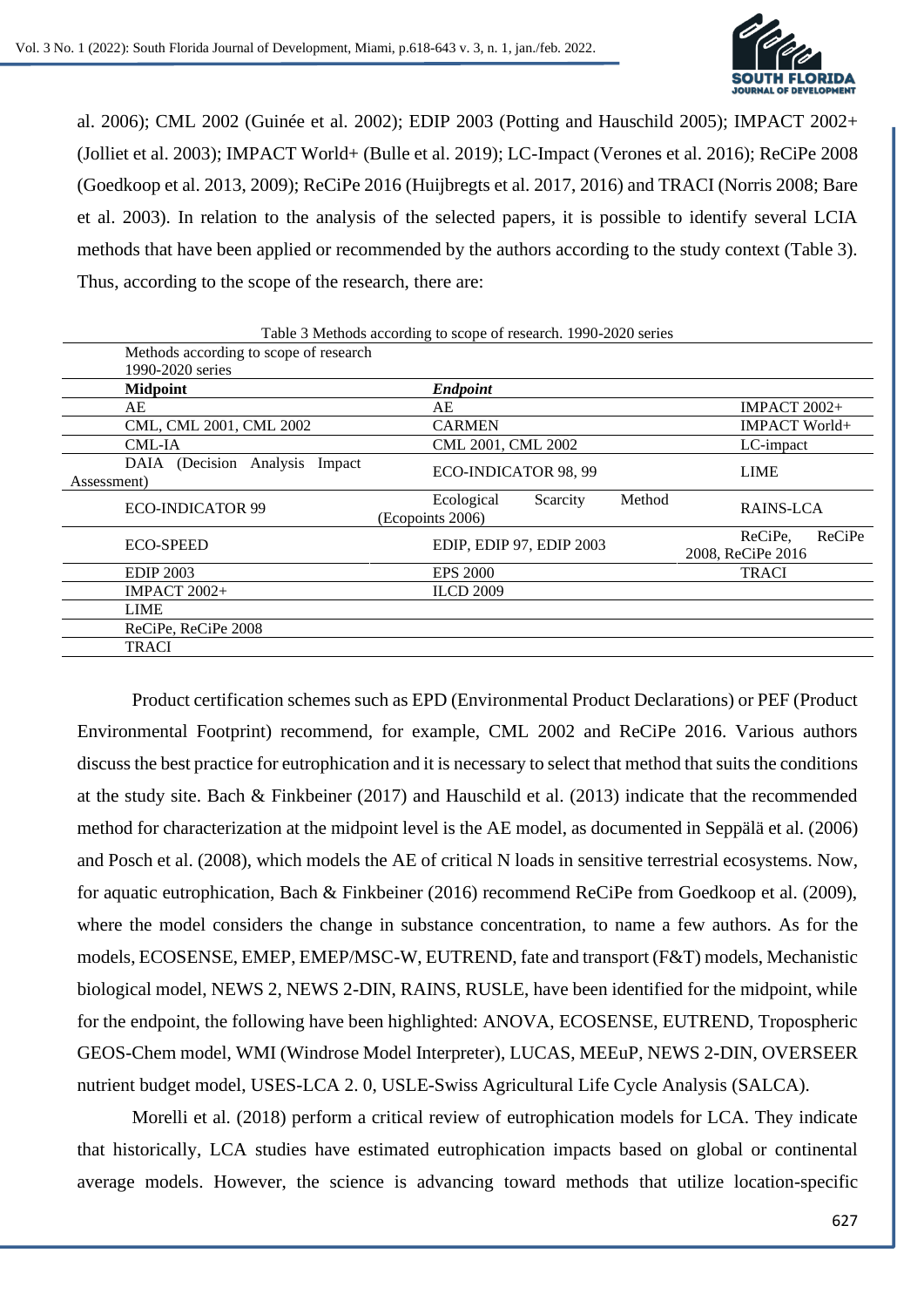al. 2006); CML 2002 (Guinée et al. 2002); EDIP 2003 (Potting and Hauschild 2005); IMPACT 2002+ (Jolliet et al. 2003); IMPACT World+ (Bulle et al. 2019); LC-Impact (Verones et al. 2016); ReCiPe 2008 (Goedkoop et al. 2013, 2009); ReCiPe 2016 (Huijbregts et al. 2017, 2016) and TRACI (Norris 2008; Bare et al. 2003). In relation to the analysis of the selected papers, it is possible to identify several LCIA methods that have been applied or recommended by the authors according to the study context (Table 3). Thus, according to the scope of the research, there are:

Table 3 Methods according to scope of research. 1990-2020 series

| Methods according to scope of research 1990-2020 series | | |
|---|---|---|
| **Midpoint** | ***Endpoint*** | |
| AE | AE | IMPACT 2002+ |
| CML, CML 2001, CML 2002 | CARMEN | IMPACT World+ |
| CML-IA | CML 2001, CML 2002 | LC-impact |
| DAIA (Decision Analysis Impact Assessment) | ECO-INDICATOR 98, 99 | LIME |
| ECO-INDICATOR 99 | Ecological Scarcity Method (Ecopoints 2006) | RAINS-LCA |
| ECO-SPEED | EDIP, EDIP 97, EDIP 2003 | ReCiPe, ReCiPe 2008, ReCiPe 2016 |
| EDIP 2003 | EPS 2000 | TRACI |
| IMPACT 2002+ | ILCD 2009 | |
| LIME | | |
| ReCiPe, ReCiPe 2008 | | |
| TRACI | | |

Product certification schemes such as EPD (Environmental Product Declarations) or PEF (Product Environmental Footprint) recommend, for example, CML 2002 and ReCiPe 2016. Various authors discuss the best practice for eutrophication and it is necessary to select that method that suits the conditions at the study site. Bach & Finkbeiner (2017) and Hauschild et al. (2013) indicate that the recommended method for characterization at the midpoint level is the AE model, as documented in Seppälä et al. (2006) and Posch et al. (2008), which models the AE of critical N loads in sensitive terrestrial ecosystems. Now, for aquatic eutrophication, Bach & Finkbeiner (2016) recommend ReCiPe from Goedkoop et al. (2009), where the model considers the change in substance concentration, to name a few authors. As for the models, ECOSENSE, EMEP, EMEP/MSC-W, EUTREND, fate and transport (F&T) models, Mechanistic biological model, NEWS 2, NEWS 2-DIN, RAINS, RUSLE, have been identified for the midpoint, while for the endpoint, the following have been highlighted: ANOVA, ECOSENSE, EUTREND, Tropospheric GEOS-Chem model, WMI (Windrose Model Interpreter), LUCAS, MEEuP, NEWS 2-DIN, OVERSEER nutrient budget model, USES-LCA 2. 0, USLE-Swiss Agricultural Life Cycle Analysis (SALCA).

Morelli et al. (2018) perform a critical review of eutrophication models for LCA. They indicate that historically, LCA studies have estimated eutrophication impacts based on global or continental average models. However, the science is advancing toward methods that utilize location-specific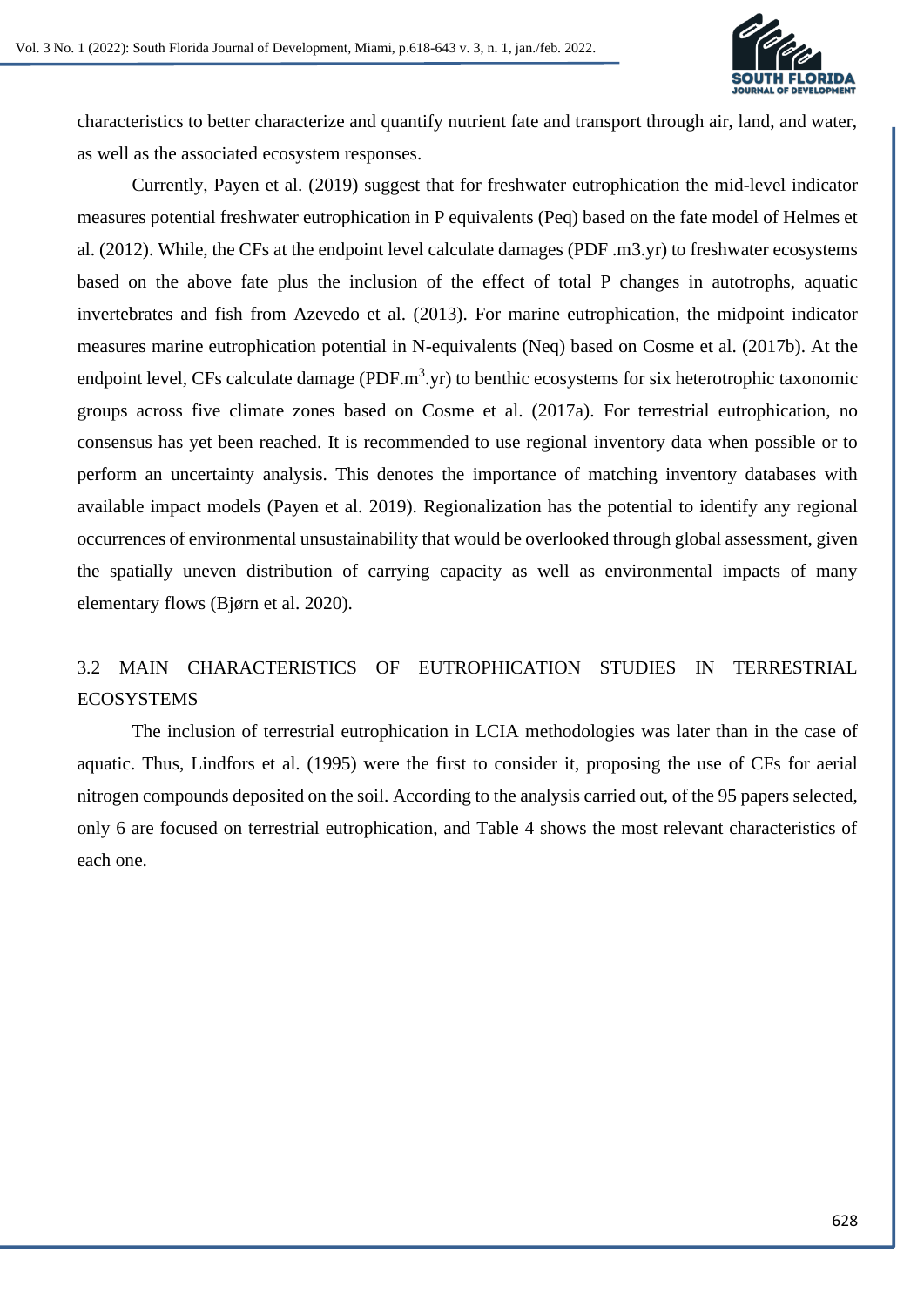characteristics to better characterize and quantify nutrient fate and transport through air, land, and water, as well as the associated ecosystem responses.

Currently, Payen et al. (2019) suggest that for freshwater eutrophication the mid-level indicator measures potential freshwater eutrophication in P equivalents (Peq) based on the fate model of Helmes et al. (2012). While, the CFs at the endpoint level calculate damages (PDF .m3.yr) to freshwater ecosystems based on the above fate plus the inclusion of the effect of total P changes in autotrophs, aquatic invertebrates and fish from Azevedo et al. (2013). For marine eutrophication, the midpoint indicator measures marine eutrophication potential in N-equivalents (Neq) based on Cosme et al. (2017b). At the endpoint level, CFs calculate damage (PDF.$m^3$.yr) to benthic ecosystems for six heterotrophic taxonomic groups across five climate zones based on Cosme et al. (2017a). For terrestrial eutrophication, no consensus has yet been reached. It is recommended to use regional inventory data when possible or to perform an uncertainty analysis. This denotes the importance of matching inventory databases with available impact models (Payen et al. 2019). Regionalization has the potential to identify any regional occurrences of environmental unsustainability that would be overlooked through global assessment, given the spatially uneven distribution of carrying capacity as well as environmental impacts of many elementary flows (Bjørn et al. 2020).

## 3.2 MAIN CHARACTERISTICS OF EUTROPHICATION STUDIES IN TERRESTRIAL ECOSYSTEMS

The inclusion of terrestrial eutrophication in LCIA methodologies was later than in the case of aquatic. Thus, Lindfors et al. (1995) were the first to consider it, proposing the use of CFs for aerial nitrogen compounds deposited on the soil. According to the analysis carried out, of the 95 papers selected, only 6 are focused on terrestrial eutrophication, and Table 4 shows the most relevant characteristics of each one.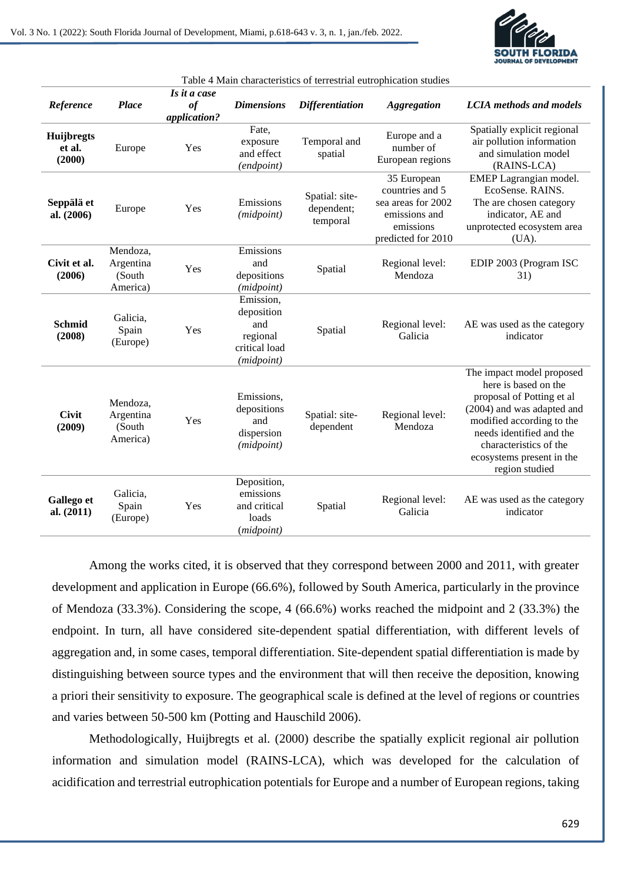Table 4 Main characteristics of terrestrial eutrophication studies

| *Reference* | *Place* | *Is it a case of application?* | *Dimensions* | *Differentiation* | *Aggregation* | *LCIA methods and models* |
|---|---|---|---|---|---|---|
| **Huijbregts et al. (2000)** | Europe | Yes | Fate, exposure and effect *(endpoint)* | Temporal and spatial | Europe and a number of European regions | Spatially explicit regional air pollution information and simulation model (RAINS-LCA) |
| **Seppälä et al. (2006)** | Europe | Yes | Emissions *(midpoint)* | Spatial: site-dependent; temporal | 35 European countries and 5 sea areas for 2002 emissions and emissions predicted for 2010 | EMEP Lagrangian model. EcoSense. RAINS. The are chosen category indicator, AE and unprotected ecosystem area (UA). |
| **Civit et al. (2006)** | Mendoza, Argentina (South America) | Yes | Emissions and depositions *(midpoint)* | Spatial | Regional level: Mendoza | EDIP 2003 (Program ISC 31) |
| **Schmid (2008)** | Galicia, Spain (Europe) | Yes | Emission, deposition and regional critical load *(midpoint)* | Spatial | Regional level: Galicia | AE was used as the category indicator |
| **Civit (2009)** | Mendoza, Argentina (South America) | Yes | Emissions, depositions and dispersion *(midpoint)* | Spatial: site-dependent | Regional level: Mendoza | The impact model proposed here is based on the proposal of Potting et al (2004) and was adapted and modified according to the needs identified and the characteristics of the ecosystems present in the region studied |
| **Gallego et al. (2011)** | Galicia, Spain (Europe) | Yes | Deposition, emissions and critical loads (*midpoint*) | Spatial | Regional level: Galicia | AE was used as the category indicator |

Among the works cited, it is observed that they correspond between 2000 and 2011, with greater development and application in Europe (66.6%), followed by South America, particularly in the province of Mendoza (33.3%). Considering the scope, 4 (66.6%) works reached the midpoint and 2 (33.3%) the endpoint. In turn, all have considered site-dependent spatial differentiation, with different levels of aggregation and, in some cases, temporal differentiation. Site-dependent spatial differentiation is made by distinguishing between source types and the environment that will then receive the deposition, knowing a priori their sensitivity to exposure. The geographical scale is defined at the level of regions or countries and varies between 50-500 km (Potting and Hauschild 2006).

Methodologically, Huijbregts et al. (2000) describe the spatially explicit regional air pollution information and simulation model (RAINS-LCA), which was developed for the calculation of acidification and terrestrial eutrophication potentials for Europe and a number of European regions, taking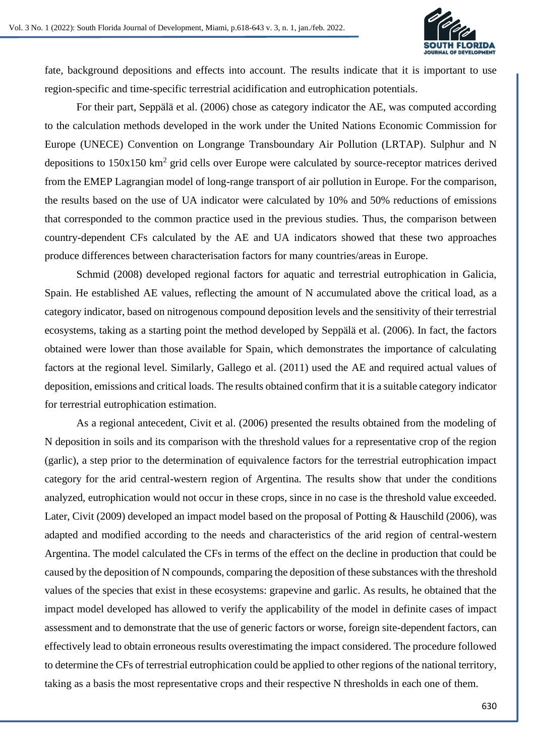fate, background depositions and effects into account. The results indicate that it is important to use region-specific and time-specific terrestrial acidification and eutrophication potentials.

For their part, Seppälä et al. (2006) chose as category indicator the AE, was computed according to the calculation methods developed in the work under the United Nations Economic Commission for Europe (UNECE) Convention on Longrange Transboundary Air Pollution (LRTAP). Sulphur and N depositions to 150x150 $km^2$ grid cells over Europe were calculated by source-receptor matrices derived from the EMEP Lagrangian model of long-range transport of air pollution in Europe. For the comparison, the results based on the use of UA indicator were calculated by 10% and 50% reductions of emissions that corresponded to the common practice used in the previous studies. Thus, the comparison between country-dependent CFs calculated by the AE and UA indicators showed that these two approaches produce differences between characterisation factors for many countries/areas in Europe.

Schmid (2008) developed regional factors for aquatic and terrestrial eutrophication in Galicia, Spain. He established AE values, reflecting the amount of N accumulated above the critical load, as a category indicator, based on nitrogenous compound deposition levels and the sensitivity of their terrestrial ecosystems, taking as a starting point the method developed by Seppälä et al. (2006). In fact, the factors obtained were lower than those available for Spain, which demonstrates the importance of calculating factors at the regional level. Similarly, Gallego et al. (2011) used the AE and required actual values of deposition, emissions and critical loads. The results obtained confirm that it is a suitable category indicator for terrestrial eutrophication estimation.

As a regional antecedent, Civit et al. (2006) presented the results obtained from the modeling of N deposition in soils and its comparison with the threshold values for a representative crop of the region (garlic), a step prior to the determination of equivalence factors for the terrestrial eutrophication impact category for the arid central-western region of Argentina. The results show that under the conditions analyzed, eutrophication would not occur in these crops, since in no case is the threshold value exceeded. Later, Civit (2009) developed an impact model based on the proposal of Potting & Hauschild (2006), was adapted and modified according to the needs and characteristics of the arid region of central-western Argentina. The model calculated the CFs in terms of the effect on the decline in production that could be caused by the deposition of N compounds, comparing the deposition of these substances with the threshold values of the species that exist in these ecosystems: grapevine and garlic. As results, he obtained that the impact model developed has allowed to verify the applicability of the model in definite cases of impact assessment and to demonstrate that the use of generic factors or worse, foreign site-dependent factors, can effectively lead to obtain erroneous results overestimating the impact considered. The procedure followed to determine the CFs of terrestrial eutrophication could be applied to other regions of the national territory, taking as a basis the most representative crops and their respective N thresholds in each one of them.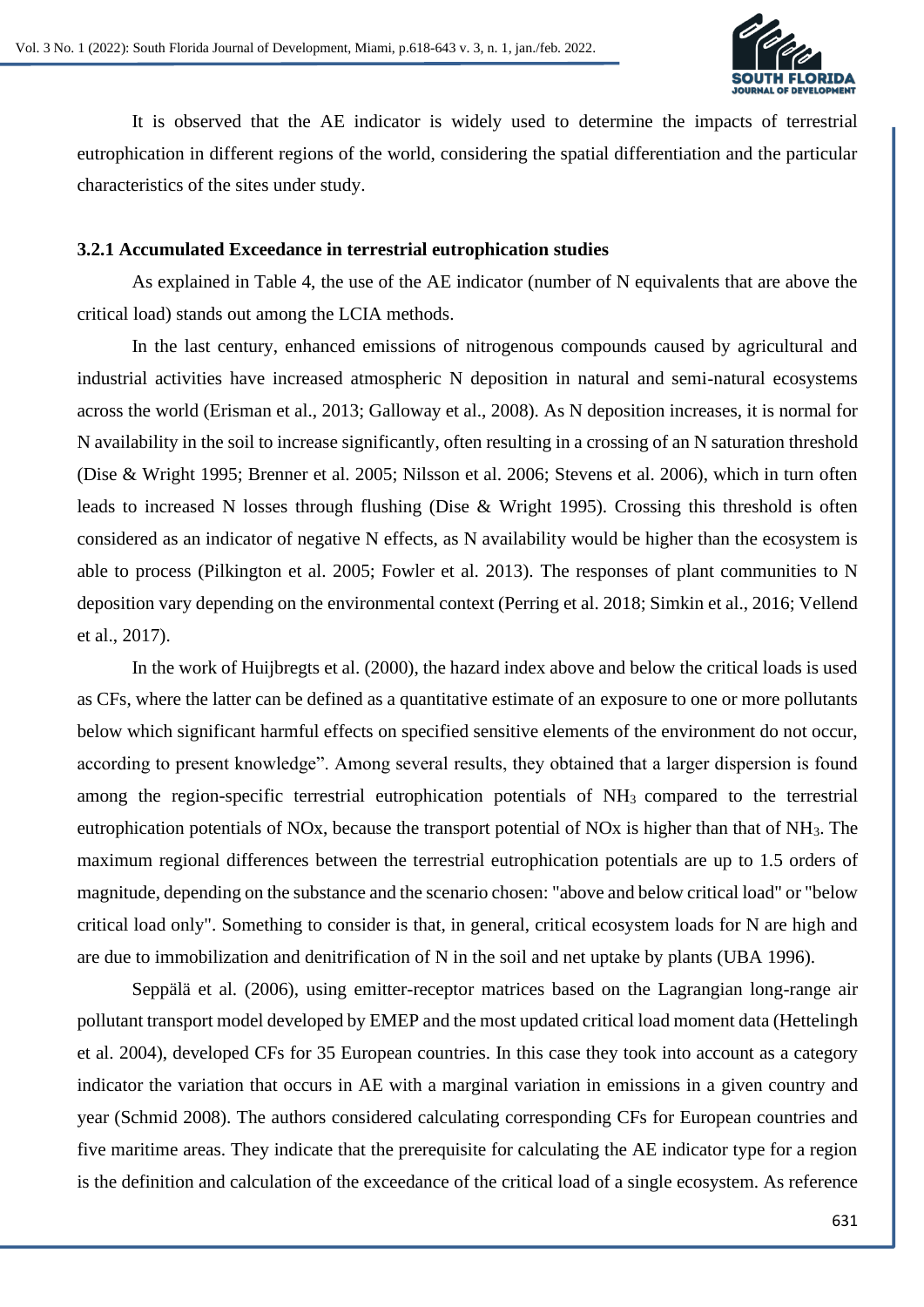It is observed that the AE indicator is widely used to determine the impacts of terrestrial eutrophication in different regions of the world, considering the spatial differentiation and the particular characteristics of the sites under study.

### 3.2.1 Accumulated Exceedance in terrestrial eutrophication studies

As explained in Table 4, the use of the AE indicator (number of N equivalents that are above the critical load) stands out among the LCIA methods.

In the last century, enhanced emissions of nitrogenous compounds caused by agricultural and industrial activities have increased atmospheric N deposition in natural and semi-natural ecosystems across the world (Erisman et al., 2013; Galloway et al., 2008). As N deposition increases, it is normal for N availability in the soil to increase significantly, often resulting in a crossing of an N saturation threshold (Dise & Wright 1995; Brenner et al. 2005; Nilsson et al. 2006; Stevens et al. 2006), which in turn often leads to increased N losses through flushing (Dise & Wright 1995). Crossing this threshold is often considered as an indicator of negative N effects, as N availability would be higher than the ecosystem is able to process (Pilkington et al. 2005; Fowler et al. 2013). The responses of plant communities to N deposition vary depending on the environmental context (Perring et al. 2018; Simkin et al., 2016; Vellend et al., 2017).

In the work of Huijbregts et al. (2000), the hazard index above and below the critical loads is used as CFs, where the latter can be defined as a quantitative estimate of an exposure to one or more pollutants below which significant harmful effects on specified sensitive elements of the environment do not occur, according to present knowledge". Among several results, they obtained that a larger dispersion is found among the region-specific terrestrial eutrophication potentials of $NH_3$ compared to the terrestrial eutrophication potentials of NOx, because the transport potential of NOx is higher than that of $NH_3$. The maximum regional differences between the terrestrial eutrophication potentials are up to 1.5 orders of magnitude, depending on the substance and the scenario chosen: "above and below critical load" or "below critical load only". Something to consider is that, in general, critical ecosystem loads for N are high and are due to immobilization and denitrification of N in the soil and net uptake by plants (UBA 1996).

Seppälä et al. (2006), using emitter-receptor matrices based on the Lagrangian long-range air pollutant transport model developed by EMEP and the most updated critical load moment data (Hettelingh et al. 2004), developed CFs for 35 European countries. In this case they took into account as a category indicator the variation that occurs in AE with a marginal variation in emissions in a given country and year (Schmid 2008). The authors considered calculating corresponding CFs for European countries and five maritime areas. They indicate that the prerequisite for calculating the AE indicator type for a region is the definition and calculation of the exceedance of the critical load of a single ecosystem. As reference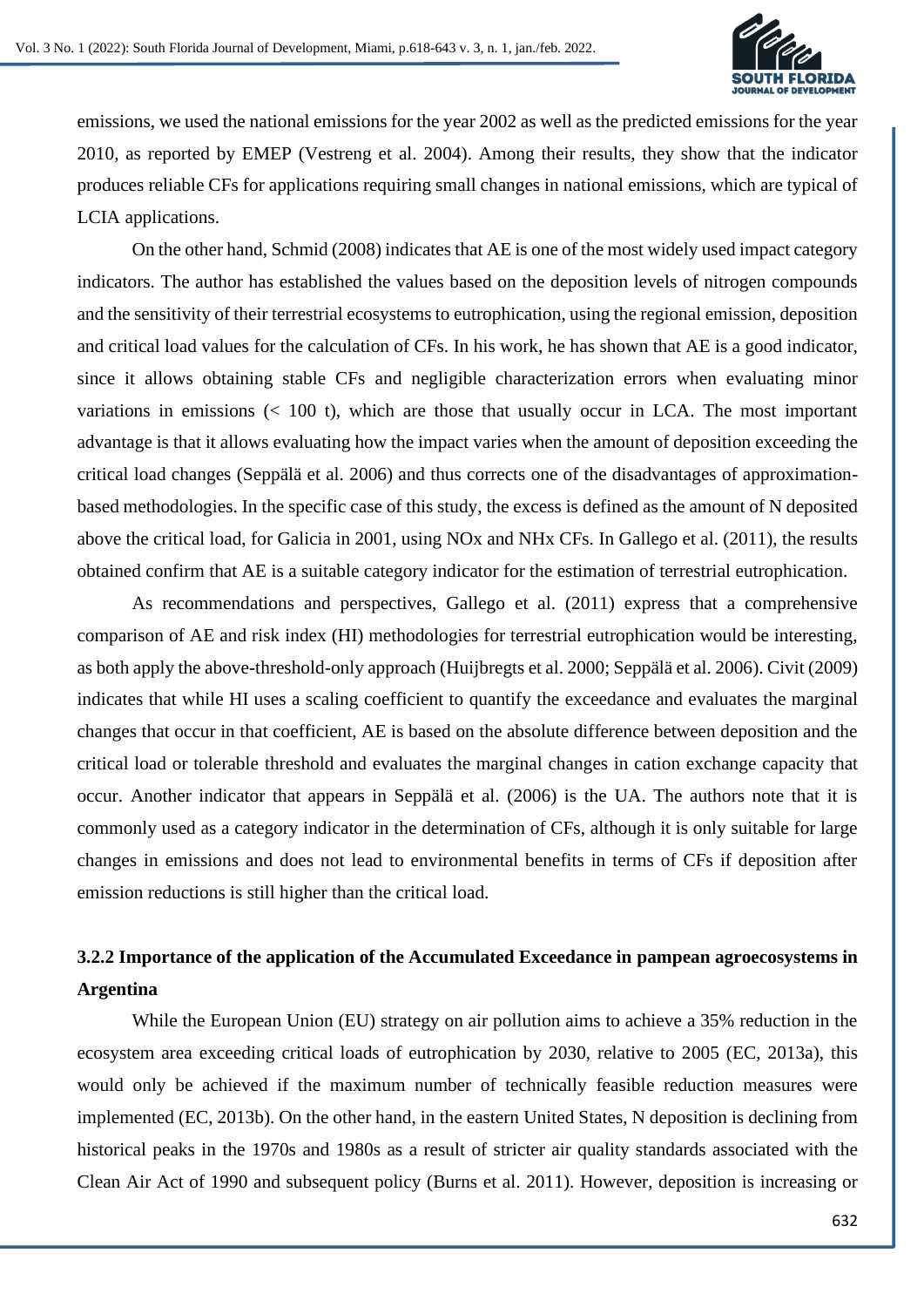emissions, we used the national emissions for the year 2002 as well as the predicted emissions for the year 2010, as reported by EMEP (Vestreng et al. 2004). Among their results, they show that the indicator produces reliable CFs for applications requiring small changes in national emissions, which are typical of LCIA applications.

On the other hand, Schmid (2008) indicates that AE is one of the most widely used impact category indicators. The author has established the values based on the deposition levels of nitrogen compounds and the sensitivity of their terrestrial ecosystems to eutrophication, using the regional emission, deposition and critical load values for the calculation of CFs. In his work, he has shown that AE is a good indicator, since it allows obtaining stable CFs and negligible characterization errors when evaluating minor variations in emissions (< 100 t), which are those that usually occur in LCA. The most important advantage is that it allows evaluating how the impact varies when the amount of deposition exceeding the critical load changes (Seppälä et al. 2006) and thus corrects one of the disadvantages of approximation-based methodologies. In the specific case of this study, the excess is defined as the amount of N deposited above the critical load, for Galicia in 2001, using $NO_x$ and $NH_x$ CFs. In Gallego et al. (2011), the results obtained confirm that AE is a suitable category indicator for the estimation of terrestrial eutrophication.

As recommendations and perspectives, Gallego et al. (2011) express that a comprehensive comparison of AE and risk index (HI) methodologies for terrestrial eutrophication would be interesting, as both apply the above-threshold-only approach (Huijbregts et al. 2000; Seppälä et al. 2006). Civit (2009) indicates that while HI uses a scaling coefficient to quantify the exceedance and evaluates the marginal changes that occur in that coefficient, AE is based on the absolute difference between deposition and the critical load or tolerable threshold and evaluates the marginal changes in cation exchange capacity that occur. Another indicator that appears in Seppälä et al. (2006) is the UA. The authors note that it is commonly used as a category indicator in the determination of CFs, although it is only suitable for large changes in emissions and does not lead to environmental benefits in terms of CFs if deposition after emission reductions is still higher than the critical load.

### 3.2.2 Importance of the application of the Accumulated Exceedance in pampean agroecosystems in Argentina

While the European Union (EU) strategy on air pollution aims to achieve a 35% reduction in the ecosystem area exceeding critical loads of eutrophication by 2030, relative to 2005 (EC, 2013a), this would only be achieved if the maximum number of technically feasible reduction measures were implemented (EC, 2013b). On the other hand, in the eastern United States, N deposition is declining from historical peaks in the 1970s and 1980s as a result of stricter air quality standards associated with the Clean Air Act of 1990 and subsequent policy (Burns et al. 2011). However, deposition is increasing or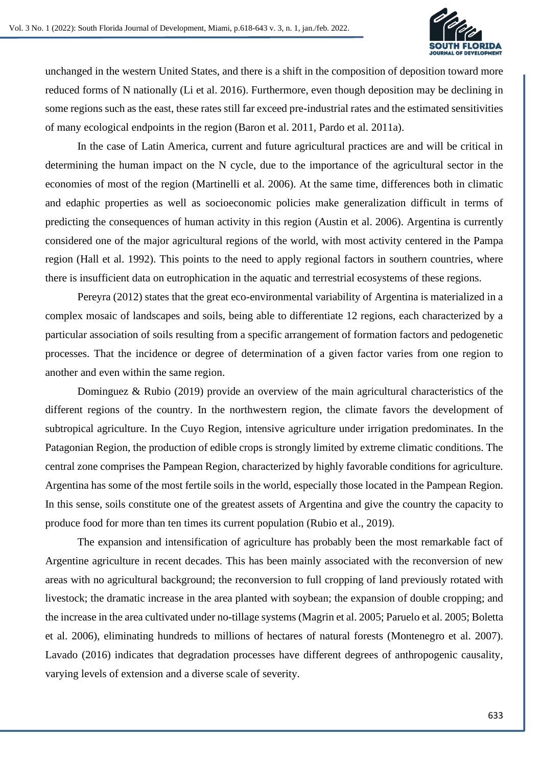unchanged in the western United States, and there is a shift in the composition of deposition toward more reduced forms of N nationally (Li et al. 2016). Furthermore, even though deposition may be declining in some regions such as the east, these rates still far exceed pre-industrial rates and the estimated sensitivities of many ecological endpoints in the region (Baron et al. 2011, Pardo et al. 2011a).

In the case of Latin America, current and future agricultural practices are and will be critical in determining the human impact on the N cycle, due to the importance of the agricultural sector in the economies of most of the region (Martinelli et al. 2006). At the same time, differences both in climatic and edaphic properties as well as socioeconomic policies make generalization difficult in terms of predicting the consequences of human activity in this region (Austin et al. 2006). Argentina is currently considered one of the major agricultural regions of the world, with most activity centered in the Pampa region (Hall et al. 1992). This points to the need to apply regional factors in southern countries, where there is insufficient data on eutrophication in the aquatic and terrestrial ecosystems of these regions.

Pereyra (2012) states that the great eco-environmental variability of Argentina is materialized in a complex mosaic of landscapes and soils, being able to differentiate 12 regions, each characterized by a particular association of soils resulting from a specific arrangement of formation factors and pedogenetic processes. That the incidence or degree of determination of a given factor varies from one region to another and even within the same region.

Dominguez & Rubio (2019) provide an overview of the main agricultural characteristics of the different regions of the country. In the northwestern region, the climate favors the development of subtropical agriculture. In the Cuyo Region, intensive agriculture under irrigation predominates. In the Patagonian Region, the production of edible crops is strongly limited by extreme climatic conditions. The central zone comprises the Pampean Region, characterized by highly favorable conditions for agriculture. Argentina has some of the most fertile soils in the world, especially those located in the Pampean Region. In this sense, soils constitute one of the greatest assets of Argentina and give the country the capacity to produce food for more than ten times its current population (Rubio et al., 2019).

The expansion and intensification of agriculture has probably been the most remarkable fact of Argentine agriculture in recent decades. This has been mainly associated with the reconversion of new areas with no agricultural background; the reconversion to full cropping of land previously rotated with livestock; the dramatic increase in the area planted with soybean; the expansion of double cropping; and the increase in the area cultivated under no-tillage systems (Magrin et al. 2005; Paruelo et al. 2005; Boletta et al. 2006), eliminating hundreds to millions of hectares of natural forests (Montenegro et al. 2007). Lavado (2016) indicates that degradation processes have different degrees of anthropogenic causality, varying levels of extension and a diverse scale of severity.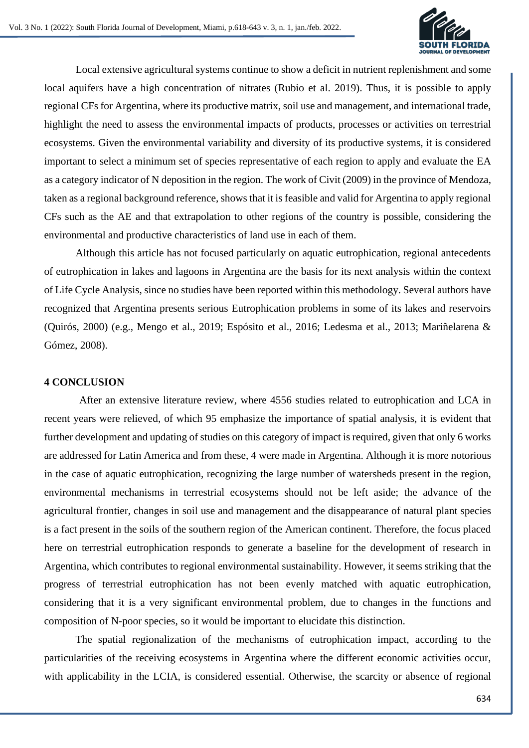Local extensive agricultural systems continue to show a deficit in nutrient replenishment and some local aquifers have a high concentration of nitrates (Rubio et al. 2019). Thus, it is possible to apply regional CFs for Argentina, where its productive matrix, soil use and management, and international trade, highlight the need to assess the environmental impacts of products, processes or activities on terrestrial ecosystems. Given the environmental variability and diversity of its productive systems, it is considered important to select a minimum set of species representative of each region to apply and evaluate the EA as a category indicator of N deposition in the region. The work of Civit (2009) in the province of Mendoza, taken as a regional background reference, shows that it is feasible and valid for Argentina to apply regional CFs such as the AE and that extrapolation to other regions of the country is possible, considering the environmental and productive characteristics of land use in each of them.

Although this article has not focused particularly on aquatic eutrophication, regional antecedents of eutrophication in lakes and lagoons in Argentina are the basis for its next analysis within the context of Life Cycle Analysis, since no studies have been reported within this methodology. Several authors have recognized that Argentina presents serious Eutrophication problems in some of its lakes and reservoirs (Quirós, 2000) (e.g., Mengo et al., 2019; Espósito et al., 2016; Ledesma et al., 2013; Mariñelarena & Gómez, 2008).

## 4 CONCLUSION

After an extensive literature review, where 4556 studies related to eutrophication and LCA in recent years were relieved, of which 95 emphasize the importance of spatial analysis, it is evident that further development and updating of studies on this category of impact is required, given that only 6 works are addressed for Latin America and from these, 4 were made in Argentina. Although it is more notorious in the case of aquatic eutrophication, recognizing the large number of watersheds present in the region, environmental mechanisms in terrestrial ecosystems should not be left aside; the advance of the agricultural frontier, changes in soil use and management and the disappearance of natural plant species is a fact present in the soils of the southern region of the American continent. Therefore, the focus placed here on terrestrial eutrophication responds to generate a baseline for the development of research in Argentina, which contributes to regional environmental sustainability. However, it seems striking that the progress of terrestrial eutrophication has not been evenly matched with aquatic eutrophication, considering that it is a very significant environmental problem, due to changes in the functions and composition of N-poor species, so it would be important to elucidate this distinction.

The spatial regionalization of the mechanisms of eutrophication impact, according to the particularities of the receiving ecosystems in Argentina where the different economic activities occur, with applicability in the LCIA, is considered essential. Otherwise, the scarcity or absence of regional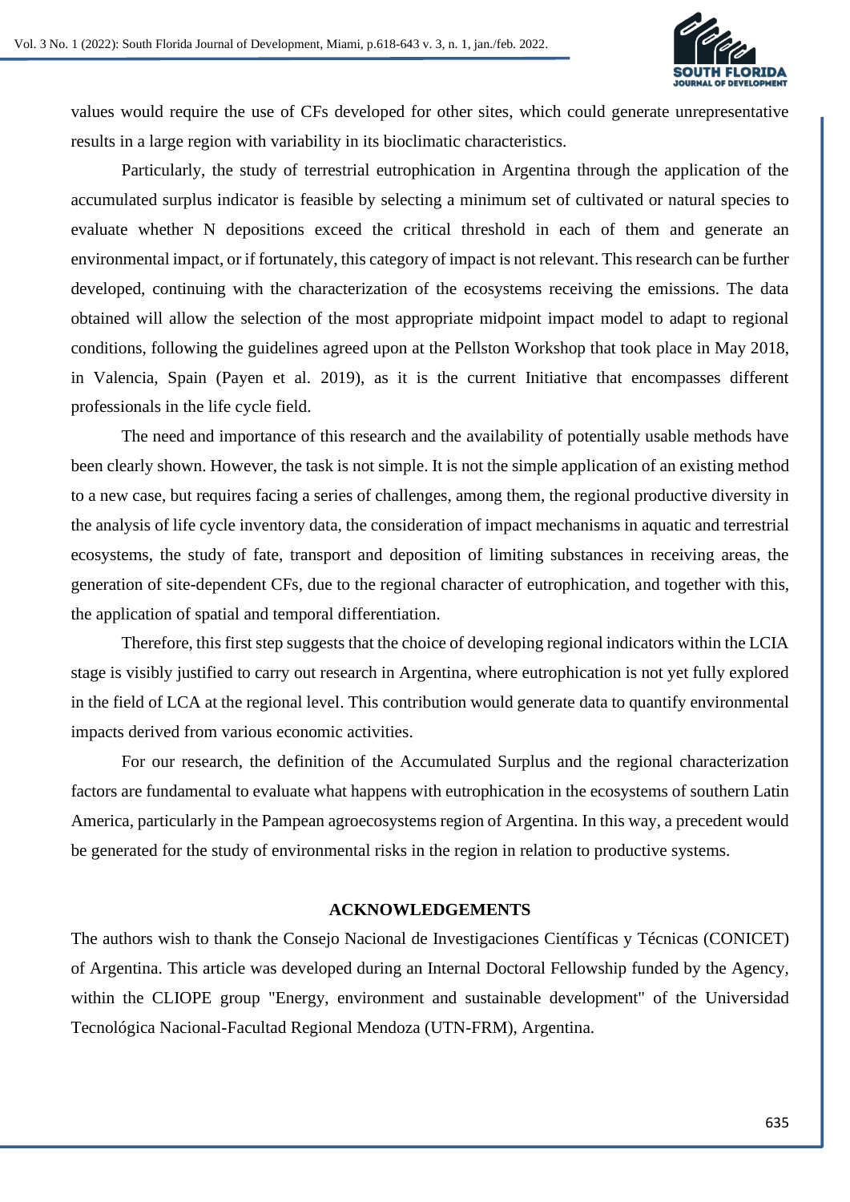values would require the use of CFs developed for other sites, which could generate unrepresentative results in a large region with variability in its bioclimatic characteristics.

Particularly, the study of terrestrial eutrophication in Argentina through the application of the accumulated surplus indicator is feasible by selecting a minimum set of cultivated or natural species to evaluate whether N depositions exceed the critical threshold in each of them and generate an environmental impact, or if fortunately, this category of impact is not relevant. This research can be further developed, continuing with the characterization of the ecosystems receiving the emissions. The data obtained will allow the selection of the most appropriate midpoint impact model to adapt to regional conditions, following the guidelines agreed upon at the Pellston Workshop that took place in May 2018, in Valencia, Spain (Payen et al. 2019), as it is the current Initiative that encompasses different professionals in the life cycle field.

The need and importance of this research and the availability of potentially usable methods have been clearly shown. However, the task is not simple. It is not the simple application of an existing method to a new case, but requires facing a series of challenges, among them, the regional productive diversity in the analysis of life cycle inventory data, the consideration of impact mechanisms in aquatic and terrestrial ecosystems, the study of fate, transport and deposition of limiting substances in receiving areas, the generation of site-dependent CFs, due to the regional character of eutrophication, and together with this, the application of spatial and temporal differentiation.

Therefore, this first step suggests that the choice of developing regional indicators within the LCIA stage is visibly justified to carry out research in Argentina, where eutrophication is not yet fully explored in the field of LCA at the regional level. This contribution would generate data to quantify environmental impacts derived from various economic activities.

For our research, the definition of the Accumulated Surplus and the regional characterization factors are fundamental to evaluate what happens with eutrophication in the ecosystems of southern Latin America, particularly in the Pampean agroecosystems region of Argentina. In this way, a precedent would be generated for the study of environmental risks in the region in relation to productive systems.

## ACKNOWLEDGEMENTS

The authors wish to thank the Consejo Nacional de Investigaciones Científicas y Técnicas (CONICET) of Argentina. This article was developed during an Internal Doctoral Fellowship funded by the Agency, within the CLIOPE group "Energy, environment and sustainable development" of the Universidad Tecnológica Nacional-Facultad Regional Mendoza (UTN-FRM), Argentina.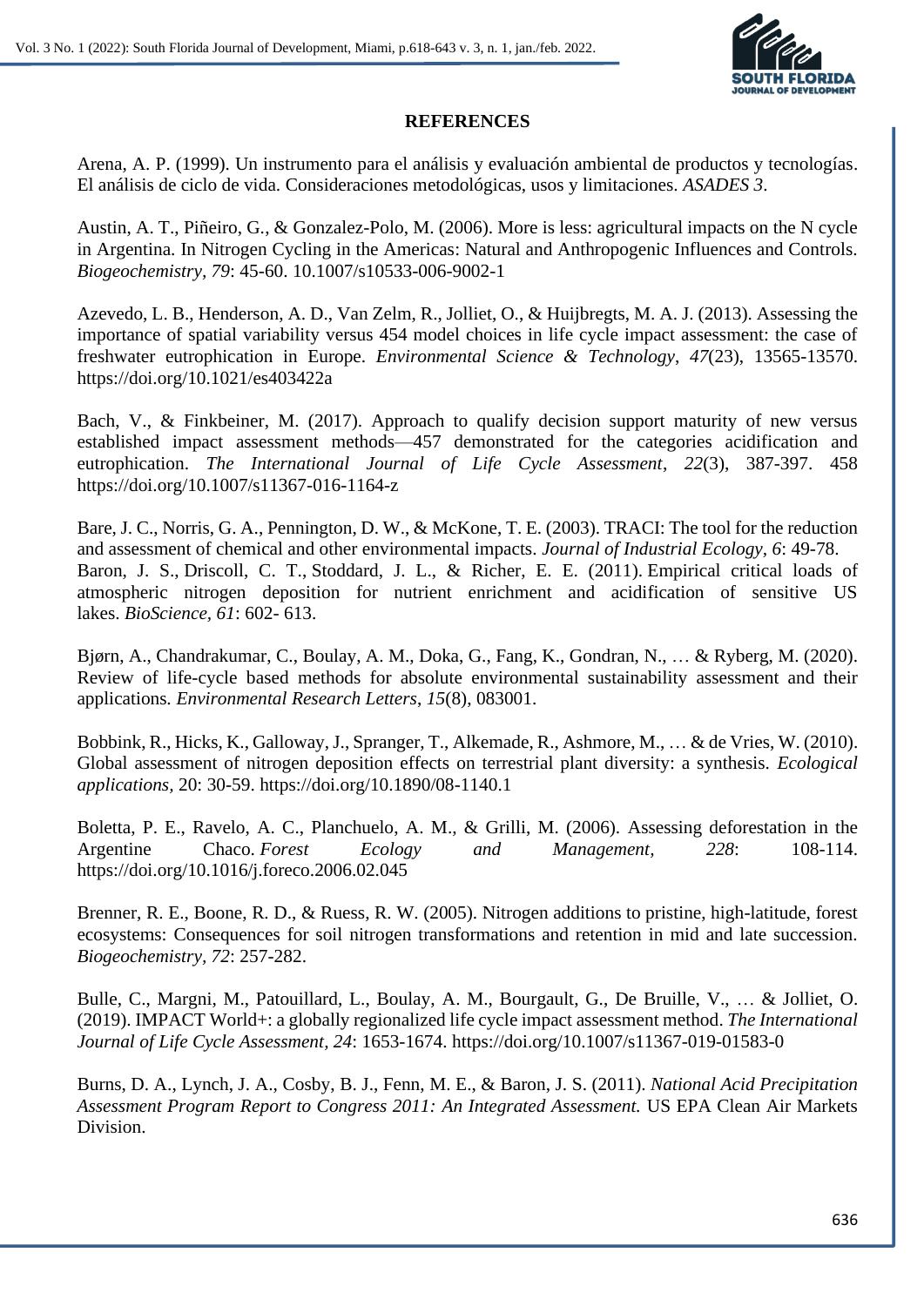## REFERENCES

Arena, A. P. (1999). Un instrumento para el análisis y evaluación ambiental de productos y tecnologías. El análisis de ciclo de vida. Consideraciones metodológicas, usos y limitaciones. *ASADES 3*.

Austin, A. T., Piñeiro, G., & Gonzalez-Polo, M. (2006). More is less: agricultural impacts on the N cycle in Argentina. In Nitrogen Cycling in the Americas: Natural and Anthropogenic Influences and Controls. *Biogeochemistry, 79*: 45-60. 10.1007/s10533-006-9002-1

Azevedo, L. B., Henderson, A. D., Van Zelm, R., Jolliet, O., & Huijbregts, M. A. J. (2013). Assessing the importance of spatial variability versus 454 model choices in life cycle impact assessment: the case of freshwater eutrophication in Europe. *Environmental Science & Technology*, *47*(23), 13565-13570. https://doi.org/10.1021/es403422a

Bach, V., & Finkbeiner, M. (2017). Approach to qualify decision support maturity of new versus established impact assessment methods—457 demonstrated for the categories acidification and eutrophication. *The International Journal of Life Cycle Assessment*, *22*(3), 387-397. 458 https://doi.org/10.1007/s11367-016-1164-z

Bare, J. C., Norris, G. A., Pennington, D. W., & McKone, T. E. (2003). TRACI: The tool for the reduction and assessment of chemical and other environmental impacts. *Journal of Industrial Ecology, 6*: 49-78.

Baron, J. S., Driscoll, C. T., Stoddard, J. L., & Richer, E. E. (2011). Empirical critical loads of atmospheric nitrogen deposition for nutrient enrichment and acidification of sensitive US lakes. *BioScience, 61*: 602- 613.

Bjørn, A., Chandrakumar, C., Boulay, A. M., Doka, G., Fang, K., Gondran, N., … & Ryberg, M. (2020). Review of life-cycle based methods for absolute environmental sustainability assessment and their applications. *Environmental Research Letters*, *15*(8), 083001.

Bobbink, R., Hicks, K., Galloway, J., Spranger, T., Alkemade, R., Ashmore, M., … & de Vries, W. (2010). Global assessment of nitrogen deposition effects on terrestrial plant diversity: a synthesis. *Ecological applications,* 20: 30-59. https://doi.org/10.1890/08-1140.1

Boletta, P. E., Ravelo, A. C., Planchuelo, A. M., & Grilli, M. (2006). Assessing deforestation in the Argentine Chaco. *Forest Ecology and Management, 228*: 108-114. https://doi.org/10.1016/j.foreco.2006.02.045

Brenner, R. E., Boone, R. D., & Ruess, R. W. (2005). Nitrogen additions to pristine, high-latitude, forest ecosystems: Consequences for soil nitrogen transformations and retention in mid and late succession. *Biogeochemistry, 72*: 257-282.

Bulle, C., Margni, M., Patouillard, L., Boulay, A. M., Bourgault, G., De Bruille, V., … & Jolliet, O. (2019). IMPACT World+: a globally regionalized life cycle impact assessment method. *The International Journal of Life Cycle Assessment, 24*: 1653-1674. https://doi.org/10.1007/s11367-019-01583-0

Burns, D. A., Lynch, J. A., Cosby, B. J., Fenn, M. E., & Baron, J. S. (2011). *National Acid Precipitation Assessment Program Report to Congress 2011: An Integrated Assessment.* US EPA Clean Air Markets Division.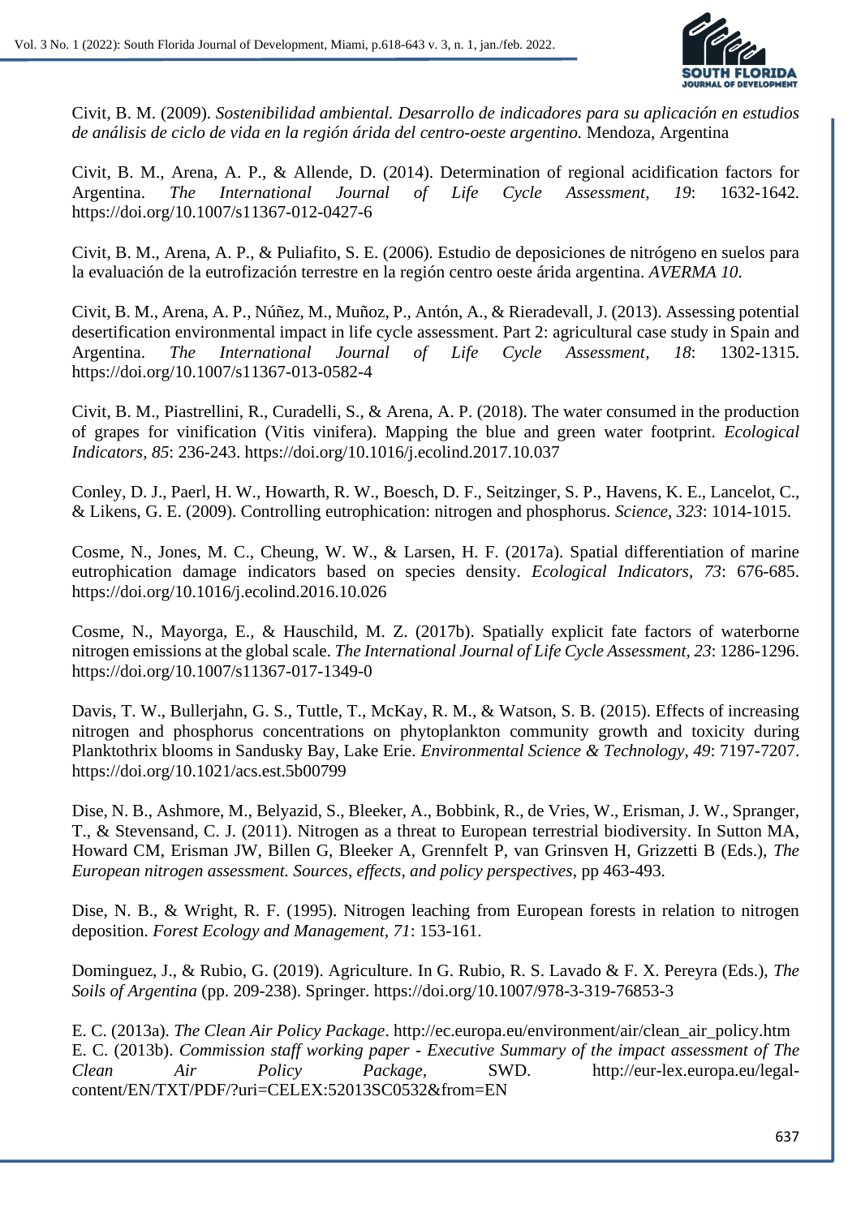Civit, B. M. (2009). *Sostenibilidad ambiental. Desarrollo de indicadores para su aplicación en estudios de análisis de ciclo de vida en la región árida del centro-oeste argentino.* Mendoza, Argentina

Civit, B. M., Arena, A. P., & Allende, D. (2014). Determination of regional acidification factors for Argentina. *The International Journal of Life Cycle Assessment, 19*: 1632-1642. https://doi.org/10.1007/s11367-012-0427-6

Civit, B. M., Arena, A. P., & Puliafito, S. E. (2006). Estudio de deposiciones de nitrógeno en suelos para la evaluación de la eutrofización terrestre en la región centro oeste árida argentina. *AVERMA 10*.

Civit, B. M., Arena, A. P., Núñez, M., Muñoz, P., Antón, A., & Rieradevall, J. (2013). Assessing potential desertification environmental impact in life cycle assessment. Part 2: agricultural case study in Spain and Argentina. *The International Journal of Life Cycle Assessment, 18*: 1302-1315. https://doi.org/10.1007/s11367-013-0582-4

Civit, B. M., Piastrellini, R., Curadelli, S., & Arena, A. P. (2018). The water consumed in the production of grapes for vinification (Vitis vinifera). Mapping the blue and green water footprint. *Ecological Indicators, 85*: 236-243. https://doi.org/10.1016/j.ecolind.2017.10.037

Conley, D. J., Paerl, H. W., Howarth, R. W., Boesch, D. F., Seitzinger, S. P., Havens, K. E., Lancelot, C., & Likens, G. E. (2009). Controlling eutrophication: nitrogen and phosphorus. *Science, 323*: 1014-1015.

Cosme, N., Jones, M. C., Cheung, W. W., & Larsen, H. F. (2017a). Spatial differentiation of marine eutrophication damage indicators based on species density. *Ecological Indicators, 73*: 676-685. https://doi.org/10.1016/j.ecolind.2016.10.026

Cosme, N., Mayorga, E., & Hauschild, M. Z. (2017b). Spatially explicit fate factors of waterborne nitrogen emissions at the global scale. *The International Journal of Life Cycle Assessment, 23*: 1286-1296. https://doi.org/10.1007/s11367-017-1349-0

Davis, T. W., Bullerjahn, G. S., Tuttle, T., McKay, R. M., & Watson, S. B. (2015). Effects of increasing nitrogen and phosphorus concentrations on phytoplankton community growth and toxicity during Planktothrix blooms in Sandusky Bay, Lake Erie. *Environmental Science & Technology, 49*: 7197-7207. https://doi.org/10.1021/acs.est.5b00799

Dise, N. B., Ashmore, M., Belyazid, S., Bleeker, A., Bobbink, R., de Vries, W., Erisman, J. W., Spranger, T., & Stevensand, C. J. (2011). Nitrogen as a threat to European terrestrial biodiversity. In Sutton MA, Howard CM, Erisman JW, Billen G, Bleeker A, Grennfelt P, van Grinsven H, Grizzetti B (Eds.), *The European nitrogen assessment. Sources, effects, and policy perspectives*, pp 463-493.

Dise, N. B., & Wright, R. F. (1995). Nitrogen leaching from European forests in relation to nitrogen deposition. *Forest Ecology and Management, 71*: 153-161.

Dominguez, J., & Rubio, G. (2019). Agriculture. In G. Rubio, R. S. Lavado & F. X. Pereyra (Eds.), *The Soils of Argentina* (pp. 209-238). Springer. https://doi.org/10.1007/978-3-319-76853-3

E. C. (2013a). *The Clean Air Policy Package*. http://ec.europa.eu/environment/air/clean_air_policy.htm

E. C. (2013b). *Commission staff working paper - Executive Summary of the impact assessment of The Clean Air Policy Package*, SWD. http://eur-lex.europa.eu/legal-content/EN/TXT/PDF/?uri=CELEX:52013SC0532&from=EN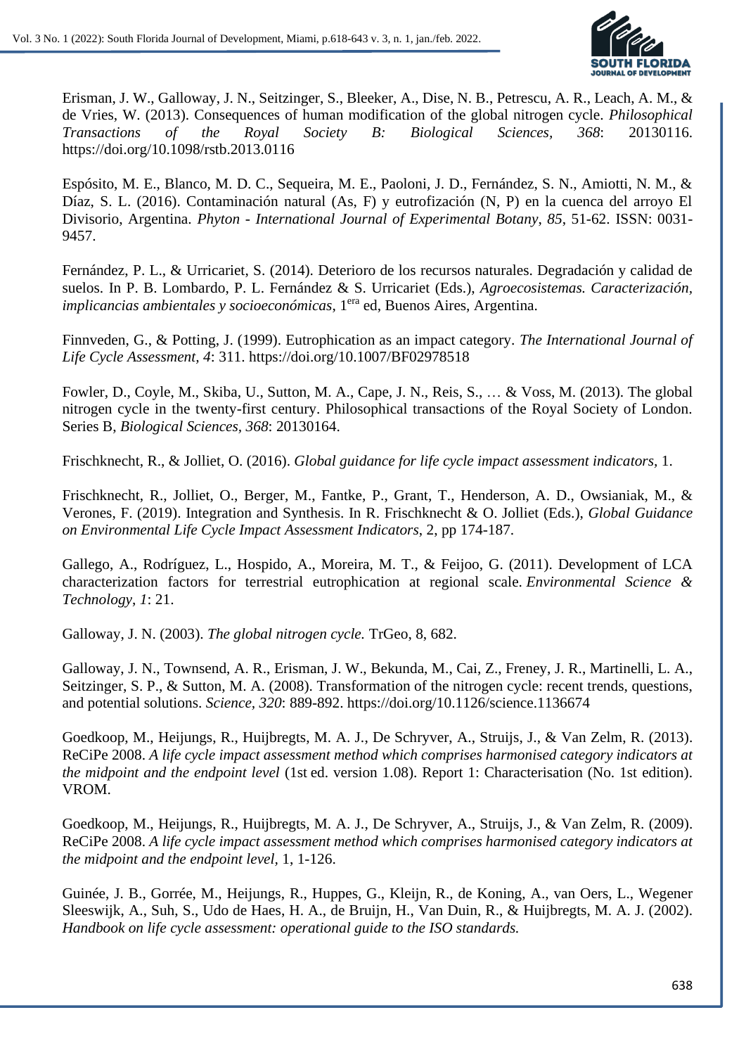Erisman, J. W., Galloway, J. N., Seitzinger, S., Bleeker, A., Dise, N. B., Petrescu, A. R., Leach, A. M., & de Vries, W. (2013). Consequences of human modification of the global nitrogen cycle. *Philosophical Transactions of the Royal Society B: Biological Sciences, 368*: 20130116. https://doi.org/10.1098/rstb.2013.0116

Espósito, M. E., Blanco, M. D. C., Sequeira, M. E., Paoloni, J. D., Fernández, S. N., Amiotti, N. M., & Díaz, S. L. (2016). Contaminación natural (As, F) y eutrofización (N, P) en la cuenca del arroyo El Divisorio, Argentina. *Phyton - International Journal of Experimental Botany*, *85*, 51-62. ISSN: 0031-9457.

Fernández, P. L., & Urricariet, S. (2014). Deterioro de los recursos naturales. Degradación y calidad de suelos. In P. B. Lombardo, P. L. Fernández & S. Urricariet (Eds.), *Agroecosistemas. Caracterización, implicancias ambientales y socioeconómicas*, 1era ed, Buenos Aires, Argentina.

Finnveden, G., & Potting, J. (1999). Eutrophication as an impact category. *The International Journal of Life Cycle Assessment, 4*: 311. https://doi.org/10.1007/BF02978518

Fowler, D., Coyle, M., Skiba, U., Sutton, M. A., Cape, J. N., Reis, S., … & Voss, M. (2013). The global nitrogen cycle in the twenty-first century. Philosophical transactions of the Royal Society of London. Series B, *Biological Sciences*, *368*: 20130164.

Frischknecht, R., & Jolliet, O. (2016). *Global guidance for life cycle impact assessment indicators*, 1.

Frischknecht, R., Jolliet, O., Berger, M., Fantke, P., Grant, T., Henderson, A. D., Owsianiak, M., & Verones, F. (2019). Integration and Synthesis. In R. Frischknecht & O. Jolliet (Eds.), *Global Guidance on Environmental Life Cycle Impact Assessment Indicators*, 2, pp 174-187.

Gallego, A., Rodríguez, L., Hospido, A., Moreira, M. T., & Feijoo, G. (2011). Development of LCA characterization factors for terrestrial eutrophication at regional scale. *Environmental Science & Technology*, *1*: 21.

Galloway, J. N. (2003). *The global nitrogen cycle.* TrGeo, 8, 682.

Galloway, J. N., Townsend, A. R., Erisman, J. W., Bekunda, M., Cai, Z., Freney, J. R., Martinelli, L. A., Seitzinger, S. P., & Sutton, M. A. (2008). Transformation of the nitrogen cycle: recent trends, questions, and potential solutions. *Science, 320*: 889-892. https://doi.org/10.1126/science.1136674

Goedkoop, M., Heijungs, R., Huijbregts, M. A. J., De Schryver, A., Struijs, J., & Van Zelm, R. (2013). ReCiPe 2008. *A life cycle impact assessment method which comprises harmonised category indicators at the midpoint and the endpoint level* (1st ed. version 1.08). Report 1: Characterisation (No. 1st edition). VROM.

Goedkoop, M., Heijungs, R., Huijbregts, M. A. J., De Schryver, A., Struijs, J., & Van Zelm, R. (2009). ReCiPe 2008. *A life cycle impact assessment method which comprises harmonised category indicators at the midpoint and the endpoint level*, 1, 1-126.

Guinée, J. B., Gorrée, M., Heijungs, R., Huppes, G., Kleijn, R., de Koning, A., van Oers, L., Wegener Sleeswijk, A., Suh, S., Udo de Haes, H. A., de Bruijn, H., Van Duin, R., & Huijbregts, M. A. J. (2002). *Handbook on life cycle assessment: operational guide to the ISO standards.*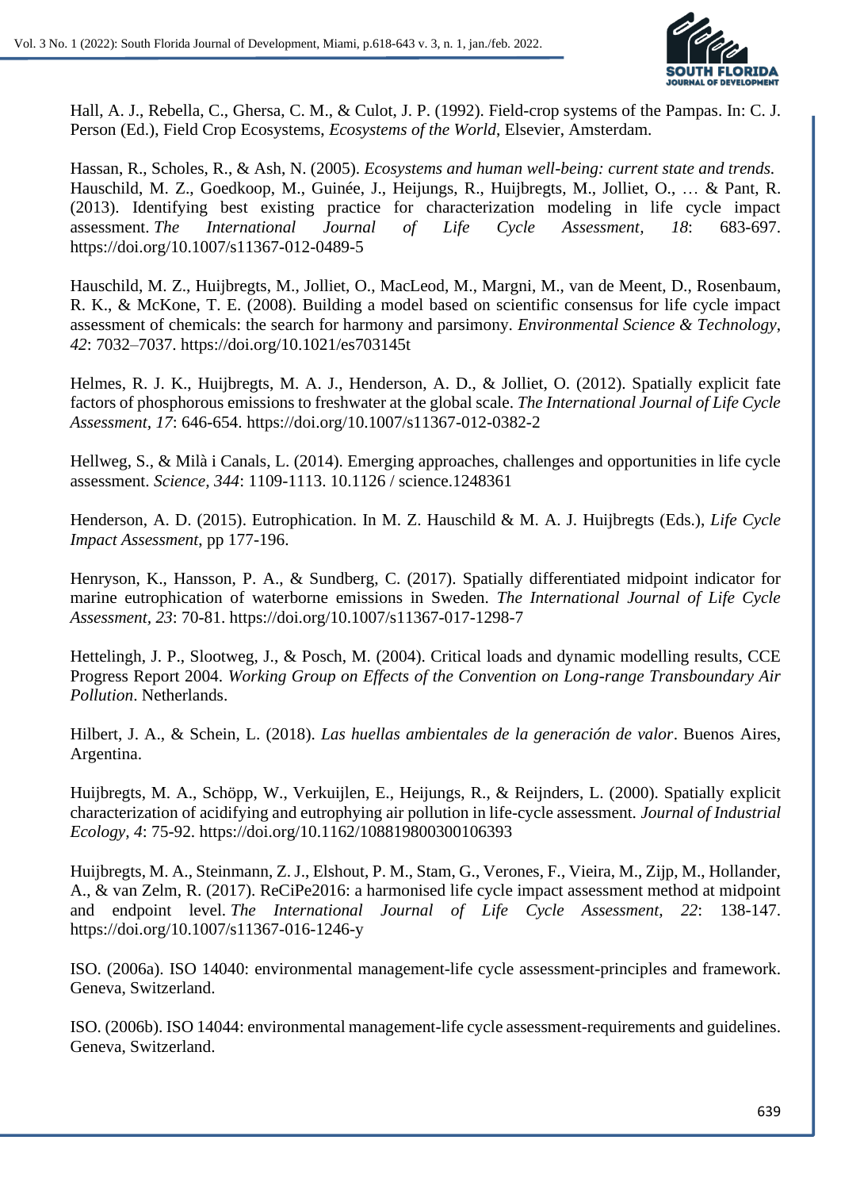Hall, A. J., Rebella, C., Ghersa, C. M., & Culot, J. P. (1992). Field-crop systems of the Pampas. In: C. J. Person (Ed.), Field Crop Ecosystems, *Ecosystems of the World*, Elsevier, Amsterdam.

Hassan, R., Scholes, R., & Ash, N. (2005). *Ecosystems and human well-being: current state and trends.*
Hauschild, M. Z., Goedkoop, M., Guinée, J., Heijungs, R., Huijbregts, M., Jolliet, O., … & Pant, R. (2013). Identifying best existing practice for characterization modeling in life cycle impact assessment. *The International Journal of Life Cycle Assessment*, *18*: 683-697. https://doi.org/10.1007/s11367-012-0489-5

Hauschild, M. Z., Huijbregts, M., Jolliet, O., MacLeod, M., Margni, M., van de Meent, D., Rosenbaum, R. K., & McKone, T. E. (2008). Building a model based on scientific consensus for life cycle impact assessment of chemicals: the search for harmony and parsimony. *Environmental Science & Technology*, *42*: 7032–7037. https://doi.org/10.1021/es703145t

Helmes, R. J. K., Huijbregts, M. A. J., Henderson, A. D., & Jolliet, O. (2012). Spatially explicit fate factors of phosphorous emissions to freshwater at the global scale. *The International Journal of Life Cycle Assessment, 17*: 646-654. https://doi.org/10.1007/s11367-012-0382-2

Hellweg, S., & Milà i Canals, L. (2014). Emerging approaches, challenges and opportunities in life cycle assessment. *Science, 344*: 1109-1113. 10.1126 / science.1248361

Henderson, A. D. (2015). Eutrophication. In M. Z. Hauschild & M. A. J. Huijbregts (Eds.), *Life Cycle Impact Assessment*, pp 177-196.

Henryson, K., Hansson, P. A., & Sundberg, C. (2017). Spatially differentiated midpoint indicator for marine eutrophication of waterborne emissions in Sweden. *The International Journal of Life Cycle Assessment, 23*: 70-81. https://doi.org/10.1007/s11367-017-1298-7

Hettelingh, J. P., Slootweg, J., & Posch, M. (2004). Critical loads and dynamic modelling results, CCE Progress Report 2004. *Working Group on Effects of the Convention on Long-range Transboundary Air Pollution*. Netherlands.

Hilbert, J. A., & Schein, L. (2018). *Las huellas ambientales de la generación de valor*. Buenos Aires, Argentina.

Huijbregts, M. A., Schöpp, W., Verkuijlen, E., Heijungs, R., & Reijnders, L. (2000). Spatially explicit characterization of acidifying and eutrophying air pollution in life-cycle assessment. *Journal of Industrial Ecology, 4*: 75-92. https://doi.org/10.1162/108819800300106393

Huijbregts, M. A., Steinmann, Z. J., Elshout, P. M., Stam, G., Verones, F., Vieira, M., Zijp, M., Hollander, A., & van Zelm, R. (2017). ReCiPe2016: a harmonised life cycle impact assessment method at midpoint and endpoint level. *The International Journal of Life Cycle Assessment, 22*: 138-147. https://doi.org/10.1007/s11367-016-1246-y

ISO. (2006a). ISO 14040: environmental management-life cycle assessment-principles and framework. Geneva, Switzerland.

ISO. (2006b). ISO 14044: environmental management-life cycle assessment-requirements and guidelines. Geneva, Switzerland.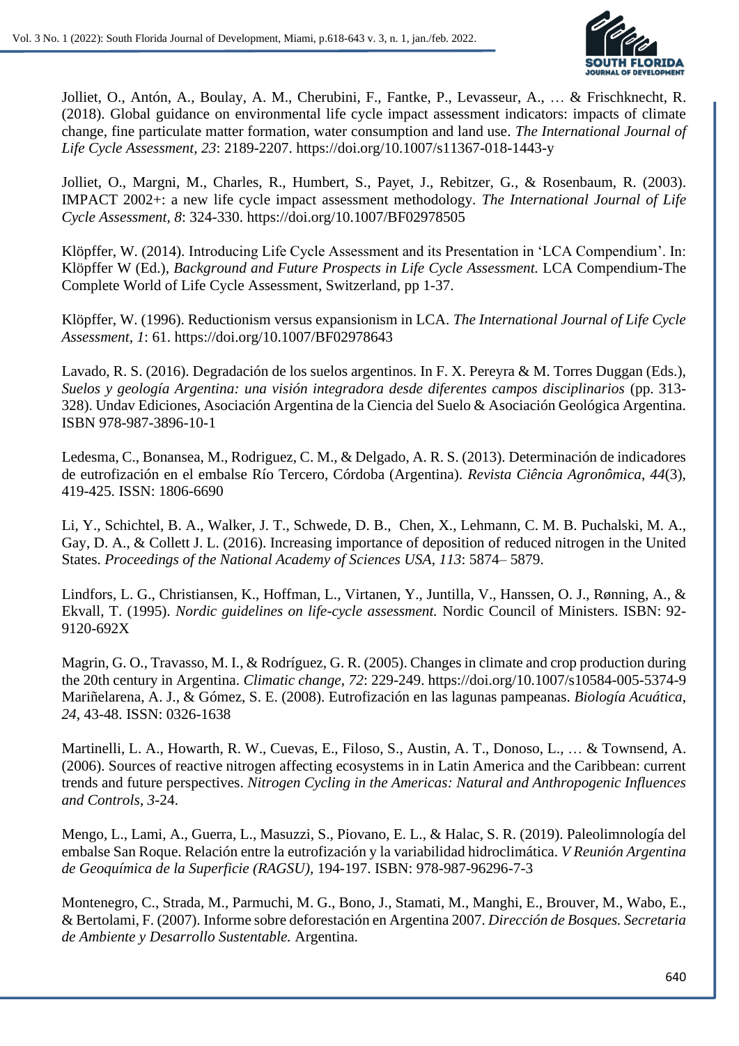Jolliet, O., Antón, A., Boulay, A. M., Cherubini, F., Fantke, P., Levasseur, A., … & Frischknecht, R. (2018). Global guidance on environmental life cycle impact assessment indicators: impacts of climate change, fine particulate matter formation, water consumption and land use. *The International Journal of Life Cycle Assessment*, *23*: 2189-2207. https://doi.org/10.1007/s11367-018-1443-y

Jolliet, O., Margni, M., Charles, R., Humbert, S., Payet, J., Rebitzer, G., & Rosenbaum, R. (2003). IMPACT 2002+: a new life cycle impact assessment methodology. *The International Journal of Life Cycle Assessment*, *8*: 324-330. https://doi.org/10.1007/BF02978505

Klöpffer, W. (2014). Introducing Life Cycle Assessment and its Presentation in 'LCA Compendium'. In: Klöpffer W (Ed.), *Background and Future Prospects in Life Cycle Assessment.* LCA Compendium-The Complete World of Life Cycle Assessment, Switzerland, pp 1-37.

Klöpffer, W. (1996). Reductionism versus expansionism in LCA. *The International Journal of Life Cycle Assessment, 1*: 61. https://doi.org/10.1007/BF02978643

Lavado, R. S. (2016). Degradación de los suelos argentinos. In F. X. Pereyra & M. Torres Duggan (Eds.), *Suelos y geología Argentina: una visión integradora desde diferentes campos disciplinarios* (pp. 313-328). Undav Ediciones, Asociación Argentina de la Ciencia del Suelo & Asociación Geológica Argentina. ISBN 978-987-3896-10-1

Ledesma, C., Bonansea, M., Rodriguez, C. M., & Delgado, A. R. S. (2013). Determinación de indicadores de eutrofización en el embalse Río Tercero, Córdoba (Argentina). *Revista Ciência Agronômica*, *44*(3), 419-425. ISSN: 1806-6690

Li, Y., Schichtel, B. A., Walker, J. T., Schwede, D. B., Chen, X., Lehmann, C. M. B. Puchalski, M. A., Gay, D. A., & Collett J. L. (2016). Increasing importance of deposition of reduced nitrogen in the United States. *Proceedings of the National Academy of Sciences USA*, *113*: 5874– 5879.

Lindfors, L. G., Christiansen, K., Hoffman, L., Virtanen, Y., Juntilla, V., Hanssen, O. J., Rønning, A., & Ekvall, T. (1995). *Nordic guidelines on life-cycle assessment.* Nordic Council of Ministers. ISBN: 92-9120-692X

Magrin, G. O., Travasso, M. I., & Rodríguez, G. R. (2005). Changes in climate and crop production during the 20th century in Argentina. *Climatic change*, *72*: 229-249. https://doi.org/10.1007/s10584-005-5374-9
Mariñelarena, A. J., & Gómez, S. E. (2008). Eutrofización en las lagunas pampeanas. *Biología Acuática*, *24*, 43-48. ISSN: 0326-1638

Martinelli, L. A., Howarth, R. W., Cuevas, E., Filoso, S., Austin, A. T., Donoso, L., … & Townsend, A. (2006). Sources of reactive nitrogen affecting ecosystems in in Latin America and the Caribbean: current trends and future perspectives. *Nitrogen Cycling in the Americas: Natural and Anthropogenic Influences and Controls*, *3*-24.

Mengo, L., Lami, A., Guerra, L., Masuzzi, S., Piovano, E. L., & Halac, S. R. (2019). Paleolimnología del embalse San Roque. Relación entre la eutrofización y la variabilidad hidroclimática. *V Reunión Argentina de Geoquímica de la Superficie (RAGSU)*, 194-197. ISBN: 978-987-96296-7-3

Montenegro, C., Strada, M., Parmuchi, M. G., Bono, J., Stamati, M., Manghi, E., Brouver, M., Wabo, E., & Bertolami, F. (2007). Informe sobre deforestación en Argentina 2007. *Dirección de Bosques. Secretaria de Ambiente y Desarrollo Sustentable.* Argentina.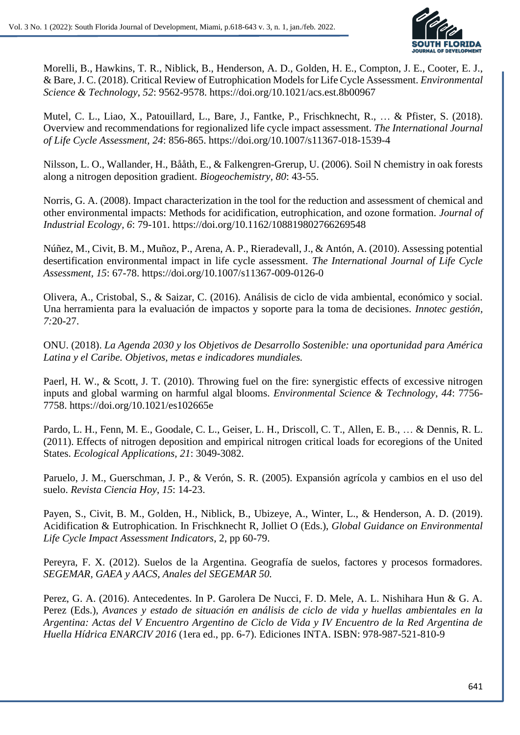Morelli, B., Hawkins, T. R., Niblick, B., Henderson, A. D., Golden, H. E., Compton, J. E., Cooter, E. J., & Bare, J. C. (2018). Critical Review of Eutrophication Models for Life Cycle Assessment. *Environmental Science & Technology*, *52*: 9562-9578. https://doi.org/10.1021/acs.est.8b00967

Mutel, C. L., Liao, X., Patouillard, L., Bare, J., Fantke, P., Frischknecht, R., … & Pfister, S. (2018). Overview and recommendations for regionalized life cycle impact assessment. *The International Journal of Life Cycle Assessment, 24*: 856-865. https://doi.org/10.1007/s11367-018-1539-4

Nilsson, L. O., Wallander, H., Bååth, E., & Falkengren-Grerup, U. (2006). Soil N chemistry in oak forests along a nitrogen deposition gradient. *Biogeochemistry, 80*: 43-55.

Norris, G. A. (2008). Impact characterization in the tool for the reduction and assessment of chemical and other environmental impacts: Methods for acidification, eutrophication, and ozone formation. *Journal of Industrial Ecology, 6*: 79-101. https://doi.org/10.1162/108819802766269548

Núñez, M., Civit, B. M., Muñoz, P., Arena, A. P., Rieradevall, J., & Antón, A. (2010). Assessing potential desertification environmental impact in life cycle assessment. *The International Journal of Life Cycle Assessment, 15*: 67-78. https://doi.org/10.1007/s11367-009-0126-0

Olivera, A., Cristobal, S., & Saizar, C. (2016). Análisis de ciclo de vida ambiental, económico y social. Una herramienta para la evaluación de impactos y soporte para la toma de decisiones. *Innotec gestión, 7:*20-27.

ONU. (2018). *La Agenda 2030 y los Objetivos de Desarrollo Sostenible: una oportunidad para América Latina y el Caribe. Objetivos, metas e indicadores mundiales.*

Paerl, H. W., & Scott, J. T. (2010). Throwing fuel on the fire: synergistic effects of excessive nitrogen inputs and global warming on harmful algal blooms. *Environmental Science & Technology*, *44*: 7756-7758. https://doi.org/10.1021/es102665e

Pardo, L. H., Fenn, M. E., Goodale, C. L., Geiser, L. H., Driscoll, C. T., Allen, E. B., … & Dennis, R. L. (2011). Effects of nitrogen deposition and empirical nitrogen critical loads for ecoregions of the United States. *Ecological Applications, 21*: 3049-3082.

Paruelo, J. M., Guerschman, J. P., & Verón, S. R. (2005). Expansión agrícola y cambios en el uso del suelo. *Revista Ciencia Hoy*, *15*: 14-23.

Payen, S., Civit, B. M., Golden, H., Niblick, B., Ubizeye, A., Winter, L., & Henderson, A. D. (2019). Acidification & Eutrophication. In Frischknecht R, Jolliet O (Eds.), *Global Guidance on Environmental Life Cycle Impact Assessment Indicators*, 2, pp 60-79.

Pereyra, F. X. (2012). Suelos de la Argentina. Geografía de suelos, factores y procesos formadores. *SEGEMAR, GAEA y AACS, Anales del SEGEMAR 50.*

Perez, G. A. (2016). Antecedentes. In P. Garolera De Nucci, F. D. Mele, A. L. Nishihara Hun & G. A. Perez (Eds.), *Avances y estado de situación en análisis de ciclo de vida y huellas ambientales en la Argentina: Actas del V Encuentro Argentino de Ciclo de Vida y IV Encuentro de la Red Argentina de Huella Hídrica ENARCIV 2016* (1era ed., pp. 6-7). Ediciones INTA. ISBN: 978-987-521-810-9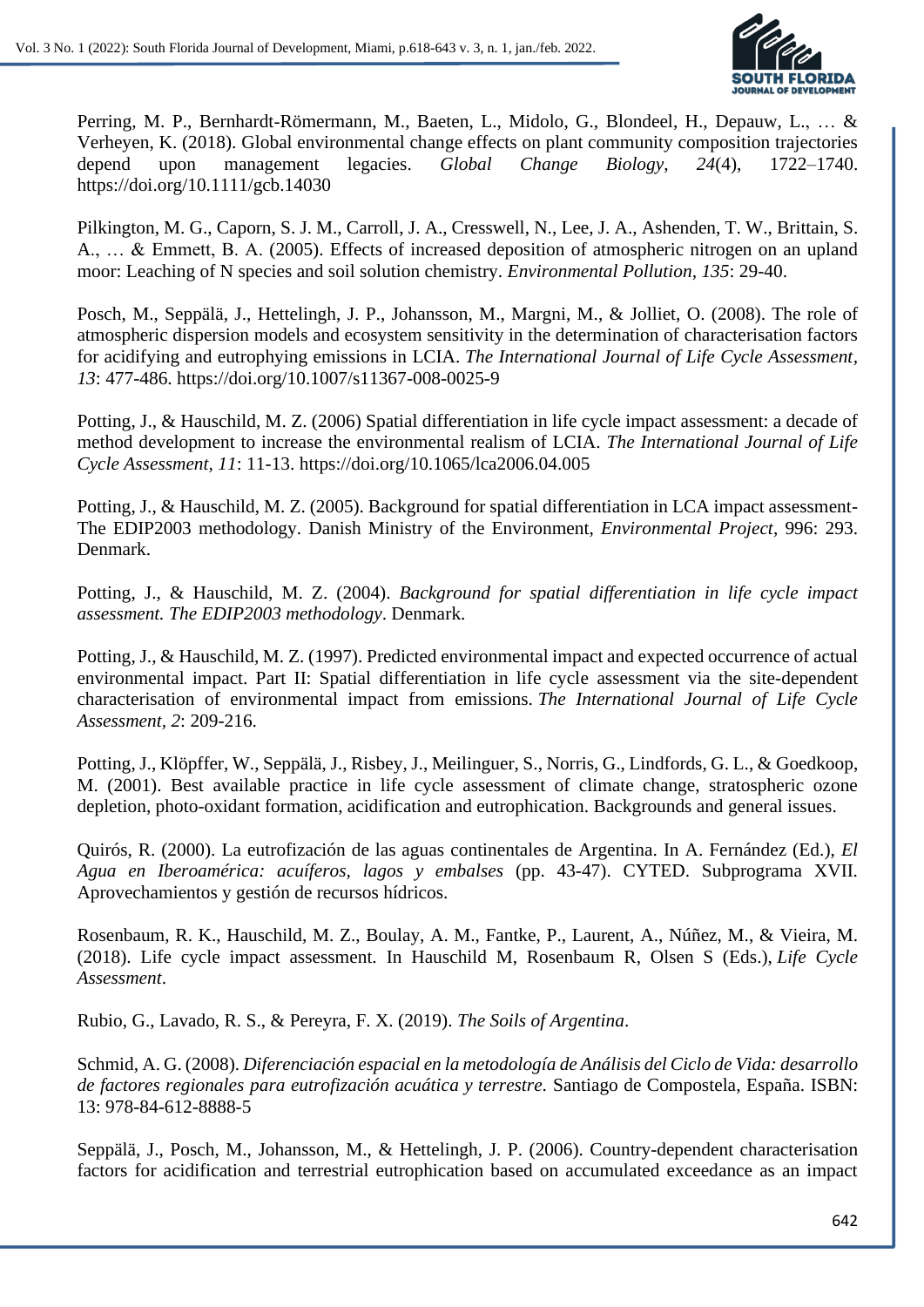Perring, M. P., Bernhardt-Römermann, M., Baeten, L., Midolo, G., Blondeel, H., Depauw, L., … & Verheyen, K. (2018). Global environmental change effects on plant community composition trajectories depend upon management legacies. *Global Change Biology*, *24*(4), 1722–1740. https://doi.org/10.1111/gcb.14030

Pilkington, M. G., Caporn, S. J. M., Carroll, J. A., Cresswell, N., Lee, J. A., Ashenden, T. W., Brittain, S. A., … & Emmett, B. A. (2005). Effects of increased deposition of atmospheric nitrogen on an upland moor: Leaching of N species and soil solution chemistry. *Environmental Pollution, 135*: 29-40.

Posch, M., Seppälä, J., Hettelingh, J. P., Johansson, M., Margni, M., & Jolliet, O. (2008). The role of atmospheric dispersion models and ecosystem sensitivity in the determination of characterisation factors for acidifying and eutrophying emissions in LCIA. *The International Journal of Life Cycle Assessment, 13*: 477-486. https://doi.org/10.1007/s11367-008-0025-9

Potting, J., & Hauschild, M. Z. (2006) Spatial differentiation in life cycle impact assessment: a decade of method development to increase the environmental realism of LCIA. *The International Journal of Life Cycle Assessment, 11*: 11-13. https://doi.org/10.1065/lca2006.04.005

Potting, J., & Hauschild, M. Z. (2005). Background for spatial differentiation in LCA impact assessment-The EDIP2003 methodology. Danish Ministry of the Environment, *Environmental Project*, 996: 293. Denmark.

Potting, J., & Hauschild, M. Z. (2004). *Background for spatial differentiation in life cycle impact assessment. The EDIP2003 methodology*. Denmark.

Potting, J., & Hauschild, M. Z. (1997). Predicted environmental impact and expected occurrence of actual environmental impact. Part II: Spatial differentiation in life cycle assessment via the site-dependent characterisation of environmental impact from emissions. *The International Journal of Life Cycle Assessment, 2*: 209-216.

Potting, J., Klöpffer, W., Seppälä, J., Risbey, J., Meilinguer, S., Norris, G., Lindfords, G. L., & Goedkoop, M. (2001). Best available practice in life cycle assessment of climate change, stratospheric ozone depletion, photo-oxidant formation, acidification and eutrophication. Backgrounds and general issues.

Quirós, R. (2000). La eutrofización de las aguas continentales de Argentina. In A. Fernández (Ed.), *El Agua en Iberoamérica: acuíferos, lagos y embalses* (pp. 43-47). CYTED. Subprograma XVII. Aprovechamientos y gestión de recursos hídricos.

Rosenbaum, R. K., Hauschild, M. Z., Boulay, A. M., Fantke, P., Laurent, A., Núñez, M., & Vieira, M. (2018). Life cycle impact assessment. In Hauschild M, Rosenbaum R, Olsen S (Eds.), *Life Cycle Assessment*.

Rubio, G., Lavado, R. S., & Pereyra, F. X. (2019). *The Soils of Argentina*.

Schmid, A. G. (2008). *Diferenciación espacial en la metodología de Análisis del Ciclo de Vida: desarrollo de factores regionales para eutrofización acuática y terrestre*. Santiago de Compostela, España. ISBN: 13: 978-84-612-8888-5

Seppälä, J., Posch, M., Johansson, M., & Hettelingh, J. P. (2006). Country-dependent characterisation factors for acidification and terrestrial eutrophication based on accumulated exceedance as an impact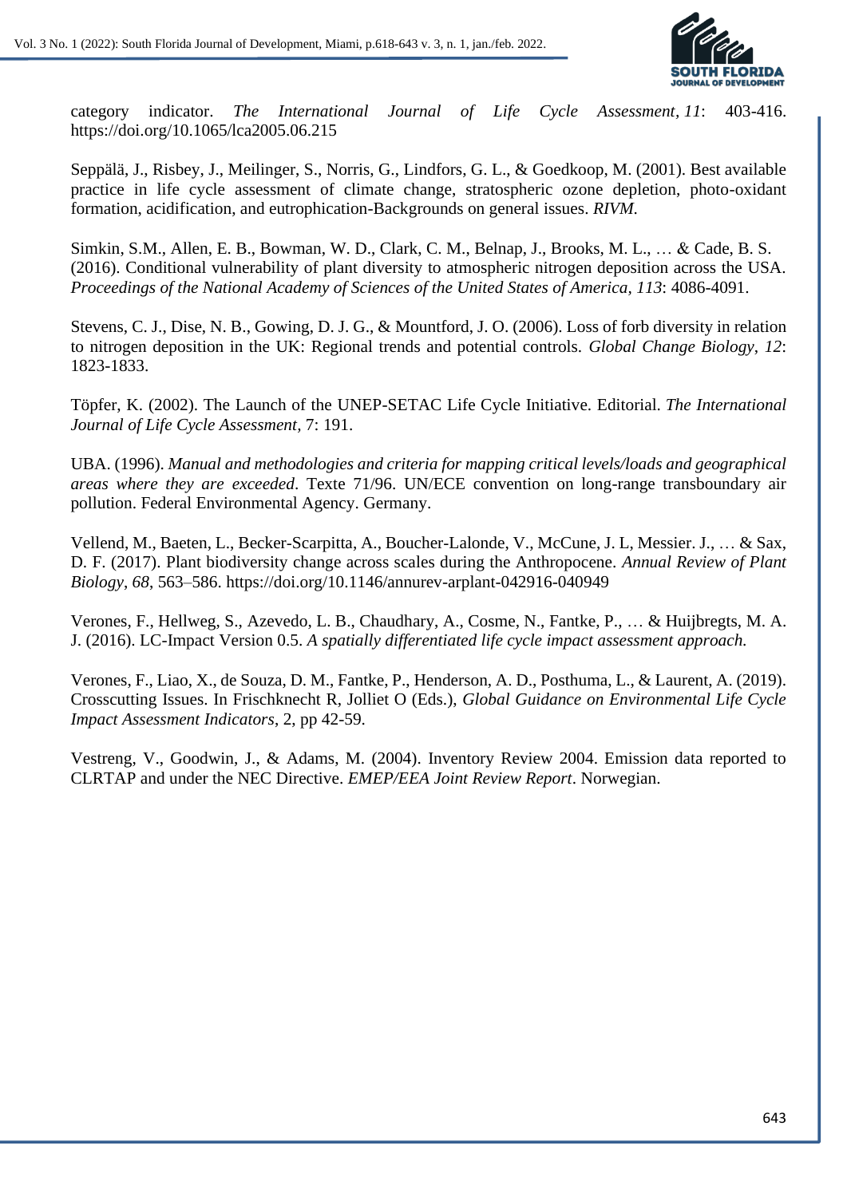category indicator. *The International Journal of Life Cycle Assessment, 11*: 403-416. https://doi.org/10.1065/lca2005.06.215

Seppälä, J., Risbey, J., Meilinger, S., Norris, G., Lindfors, G. L., & Goedkoop, M. (2001). Best available practice in life cycle assessment of climate change, stratospheric ozone depletion, photo-oxidant formation, acidification, and eutrophication-Backgrounds on general issues. *RIVM.*

Simkin, S.M., Allen, E. B., Bowman, W. D., Clark, C. M., Belnap, J., Brooks, M. L., … & Cade, B. S. (2016). Conditional vulnerability of plant diversity to atmospheric nitrogen deposition across the USA. *Proceedings of the National Academy of Sciences of the United States of America, 113*: 4086-4091.

Stevens, C. J., Dise, N. B., Gowing, D. J. G., & Mountford, J. O. (2006). Loss of forb diversity in relation to nitrogen deposition in the UK: Regional trends and potential controls. *Global Change Biology*, *12*: 1823-1833.

Töpfer, K. (2002). The Launch of the UNEP-SETAC Life Cycle Initiative. Editorial. *The International Journal of Life Cycle Assessment,* 7: 191.

UBA. (1996). *Manual and methodologies and criteria for mapping critical levels/loads and geographical areas where they are exceeded*. Texte 71/96. UN/ECE convention on long-range transboundary air pollution. Federal Environmental Agency. Germany.

Vellend, M., Baeten, L., Becker-Scarpitta, A., Boucher-Lalonde, V., McCune, J. L, Messier. J., … & Sax, D. F. (2017). Plant biodiversity change across scales during the Anthropocene. *Annual Review of Plant Biology*, *68*, 563–586. https://doi.org/10.1146/annurev-arplant-042916-040949

Verones, F., Hellweg, S., Azevedo, L. B., Chaudhary, A., Cosme, N., Fantke, P., … & Huijbregts, M. A. J. (2016). LC-Impact Version 0.5. *A spatially differentiated life cycle impact assessment approach.*

Verones, F., Liao, X., de Souza, D. M., Fantke, P., Henderson, A. D., Posthuma, L., & Laurent, A. (2019). Crosscutting Issues. In Frischknecht R, Jolliet O (Eds.), *Global Guidance on Environmental Life Cycle Impact Assessment Indicators*, 2, pp 42-59.

Vestreng, V., Goodwin, J., & Adams, M. (2004). Inventory Review 2004. Emission data reported to CLRTAP and under the NEC Directive. *EMEP/EEA Joint Review Report*. Norwegian.